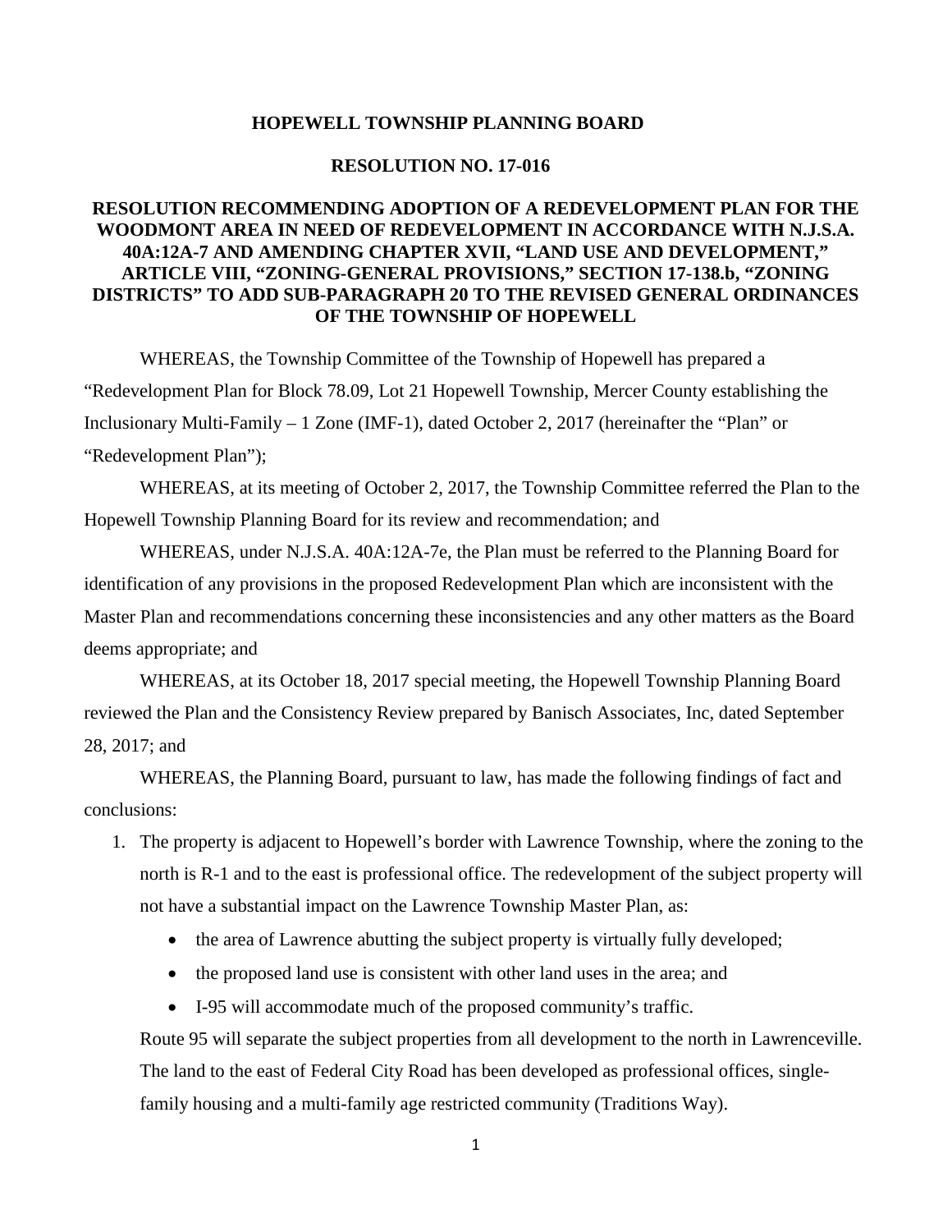# HOPEWELL TOWNSHIP PLANNING BOARD

## RESOLUTION NO. 17-016

### RESOLUTION RECOMMENDING ADOPTION OF A REDEVELOPMENT PLAN FOR THE WOODMONT AREA IN NEED OF REDEVELOPMENT IN ACCORDANCE WITH N.J.S.A. 40A:12A-7 AND AMENDING CHAPTER XVII, "LAND USE AND DEVELOPMENT," ARTICLE VIII, "ZONING-GENERAL PROVISIONS," SECTION 17-138.b, "ZONING DISTRICTS" TO ADD SUB-PARAGRAPH 20 TO THE REVISED GENERAL ORDINANCES OF THE TOWNSHIP OF HOPEWELL

WHEREAS, the Township Committee of the Township of Hopewell has prepared a "Redevelopment Plan for Block 78.09, Lot 21 Hopewell Township, Mercer County establishing the Inclusionary Multi-Family – 1 Zone (IMF-1), dated October 2, 2017 (hereinafter the "Plan" or "Redevelopment Plan");

WHEREAS, at its meeting of October 2, 2017, the Township Committee referred the Plan to the Hopewell Township Planning Board for its review and recommendation; and

WHEREAS, under N.J.S.A. 40A:12A-7e, the Plan must be referred to the Planning Board for identification of any provisions in the proposed Redevelopment Plan which are inconsistent with the Master Plan and recommendations concerning these inconsistencies and any other matters as the Board deems appropriate; and

WHEREAS, at its October 18, 2017 special meeting, the Hopewell Township Planning Board reviewed the Plan and the Consistency Review prepared by Banisch Associates, Inc, dated September 28, 2017; and

WHEREAS, the Planning Board, pursuant to law, has made the following findings of fact and conclusions:

1. The property is adjacent to Hopewell's border with Lawrence Township, where the zoning to the north is R-1 and to the east is professional office. The redevelopment of the subject property will not have a substantial impact on the Lawrence Township Master Plan, as:
   - the area of Lawrence abutting the subject property is virtually fully developed;
   - the proposed land use is consistent with other land uses in the area; and
   - I-95 will accommodate much of the proposed community's traffic.

   Route 95 will separate the subject properties from all development to the north in Lawrenceville. The land to the east of Federal City Road has been developed as professional offices, single-family housing and a multi-family age restricted community (Traditions Way).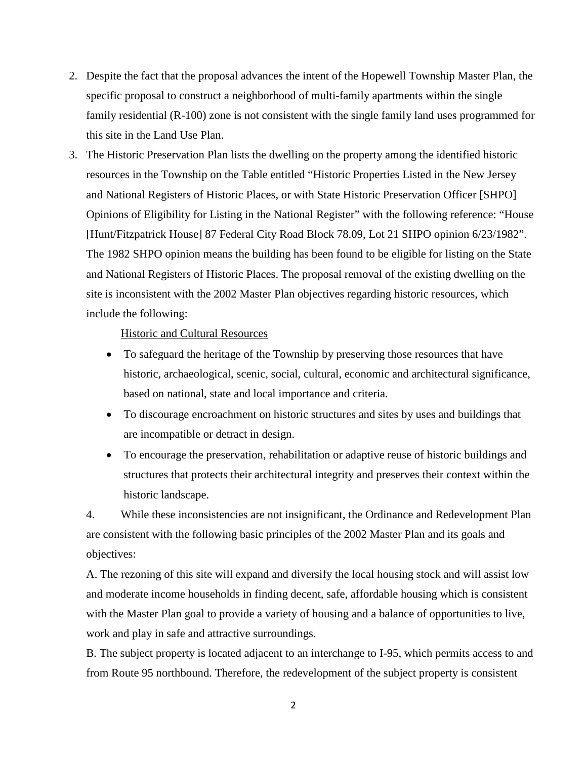2. Despite the fact that the proposal advances the intent of the Hopewell Township Master Plan, the specific proposal to construct a neighborhood of multi-family apartments within the single family residential (R-100) zone is not consistent with the single family land uses programmed for this site in the Land Use Plan.

3. The Historic Preservation Plan lists the dwelling on the property among the identified historic resources in the Township on the Table entitled "Historic Properties Listed in the New Jersey and National Registers of Historic Places, or with State Historic Preservation Officer [SHPO] Opinions of Eligibility for Listing in the National Register" with the following reference: "House [Hunt/Fitzpatrick House] 87 Federal City Road Block 78.09, Lot 21 SHPO opinion 6/23/1982". The 1982 SHPO opinion means the building has been found to be eligible for listing on the State and National Registers of Historic Places. The proposal removal of the existing dwelling on the site is inconsistent with the 2002 Master Plan objectives regarding historic resources, which include the following:

   Historic and Cultural Resources

   - To safeguard the heritage of the Township by preserving those resources that have historic, archaeological, scenic, social, cultural, economic and architectural significance, based on national, state and local importance and criteria.
   - To discourage encroachment on historic structures and sites by uses and buildings that are incompatible or detract in design.
   - To encourage the preservation, rehabilitation or adaptive reuse of historic buildings and structures that protects their architectural integrity and preserves their context within the historic landscape.

4. While these inconsistencies are not insignificant, the Ordinance and Redevelopment Plan are consistent with the following basic principles of the 2002 Master Plan and its goals and objectives:

A. The rezoning of this site will expand and diversify the local housing stock and will assist low and moderate income households in finding decent, safe, affordable housing which is consistent with the Master Plan goal to provide a variety of housing and a balance of opportunities to live, work and play in safe and attractive surroundings.

B. The subject property is located adjacent to an interchange to I-95, which permits access to and from Route 95 northbound. Therefore, the redevelopment of the subject property is consistent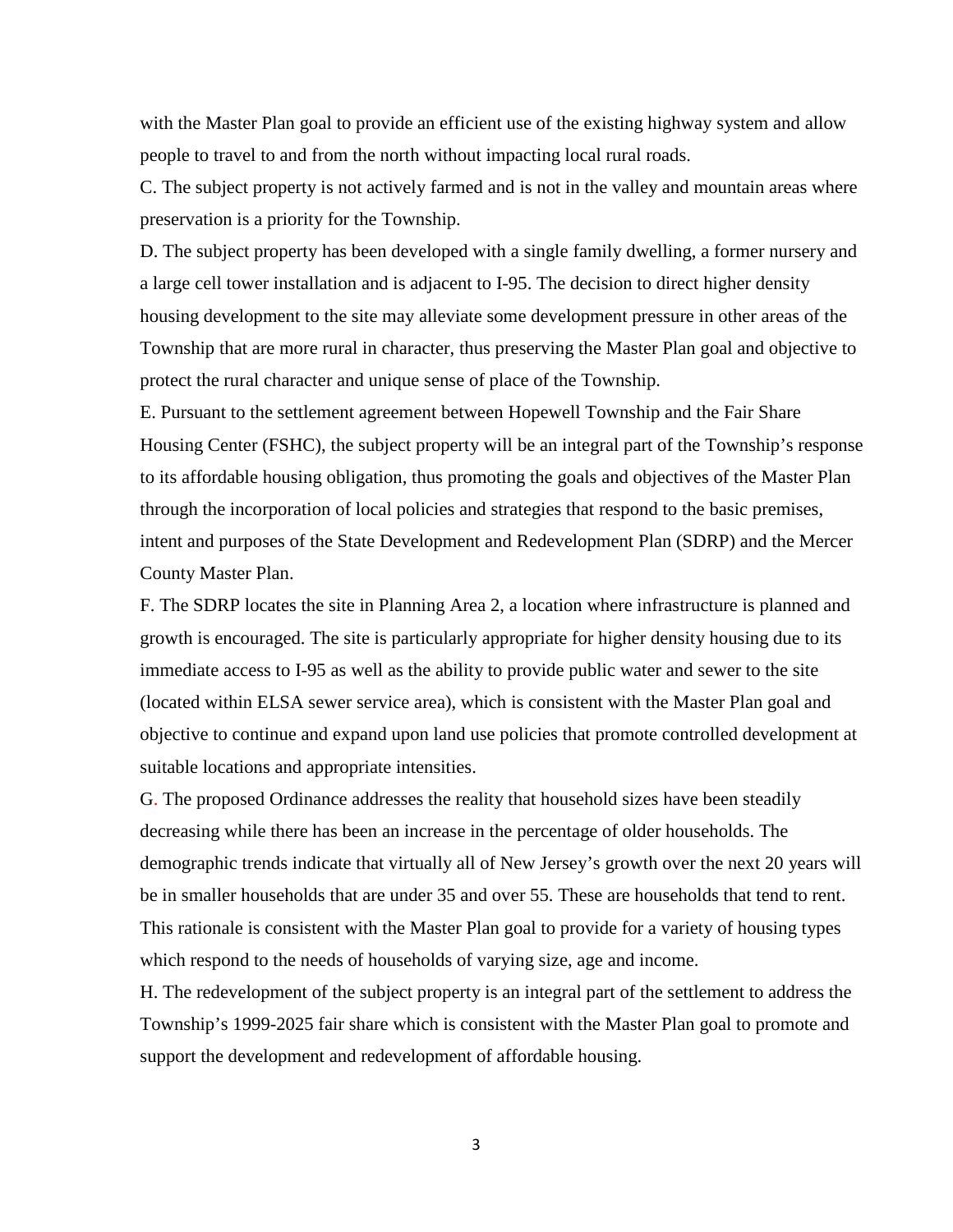with the Master Plan goal to provide an efficient use of the existing highway system and allow people to travel to and from the north without impacting local rural roads.

C. The subject property is not actively farmed and is not in the valley and mountain areas where preservation is a priority for the Township.

D. The subject property has been developed with a single family dwelling, a former nursery and a large cell tower installation and is adjacent to I-95. The decision to direct higher density housing development to the site may alleviate some development pressure in other areas of the Township that are more rural in character, thus preserving the Master Plan goal and objective to protect the rural character and unique sense of place of the Township.

E. Pursuant to the settlement agreement between Hopewell Township and the Fair Share Housing Center (FSHC), the subject property will be an integral part of the Township's response to its affordable housing obligation, thus promoting the goals and objectives of the Master Plan through the incorporation of local policies and strategies that respond to the basic premises, intent and purposes of the State Development and Redevelopment Plan (SDRP) and the Mercer County Master Plan.

F. The SDRP locates the site in Planning Area 2, a location where infrastructure is planned and growth is encouraged. The site is particularly appropriate for higher density housing due to its immediate access to I-95 as well as the ability to provide public water and sewer to the site (located within ELSA sewer service area), which is consistent with the Master Plan goal and objective to continue and expand upon land use policies that promote controlled development at suitable locations and appropriate intensities.

G. The proposed Ordinance addresses the reality that household sizes have been steadily decreasing while there has been an increase in the percentage of older households. The demographic trends indicate that virtually all of New Jersey's growth over the next 20 years will be in smaller households that are under 35 and over 55. These are households that tend to rent. This rationale is consistent with the Master Plan goal to provide for a variety of housing types which respond to the needs of households of varying size, age and income.

H. The redevelopment of the subject property is an integral part of the settlement to address the Township's 1999-2025 fair share which is consistent with the Master Plan goal to promote and support the development and redevelopment of affordable housing.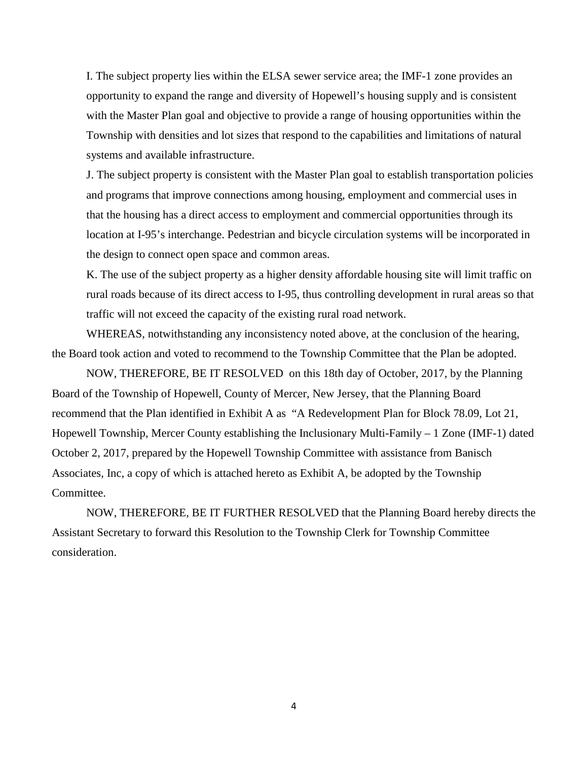I. The subject property lies within the ELSA sewer service area; the IMF-1 zone provides an opportunity to expand the range and diversity of Hopewell's housing supply and is consistent with the Master Plan goal and objective to provide a range of housing opportunities within the Township with densities and lot sizes that respond to the capabilities and limitations of natural systems and available infrastructure.

J. The subject property is consistent with the Master Plan goal to establish transportation policies and programs that improve connections among housing, employment and commercial uses in that the housing has a direct access to employment and commercial opportunities through its location at I-95's interchange. Pedestrian and bicycle circulation systems will be incorporated in the design to connect open space and common areas.

K. The use of the subject property as a higher density affordable housing site will limit traffic on rural roads because of its direct access to I-95, thus controlling development in rural areas so that traffic will not exceed the capacity of the existing rural road network.

WHEREAS, notwithstanding any inconsistency noted above, at the conclusion of the hearing, the Board took action and voted to recommend to the Township Committee that the Plan be adopted.

NOW, THEREFORE, BE IT RESOLVED on this 18th day of October, 2017, by the Planning Board of the Township of Hopewell, County of Mercer, New Jersey, that the Planning Board recommend that the Plan identified in Exhibit A as "A Redevelopment Plan for Block 78.09, Lot 21, Hopewell Township, Mercer County establishing the Inclusionary Multi-Family – 1 Zone (IMF-1) dated October 2, 2017, prepared by the Hopewell Township Committee with assistance from Banisch Associates, Inc, a copy of which is attached hereto as Exhibit A, be adopted by the Township Committee.

NOW, THEREFORE, BE IT FURTHER RESOLVED that the Planning Board hereby directs the Assistant Secretary to forward this Resolution to the Township Clerk for Township Committee consideration.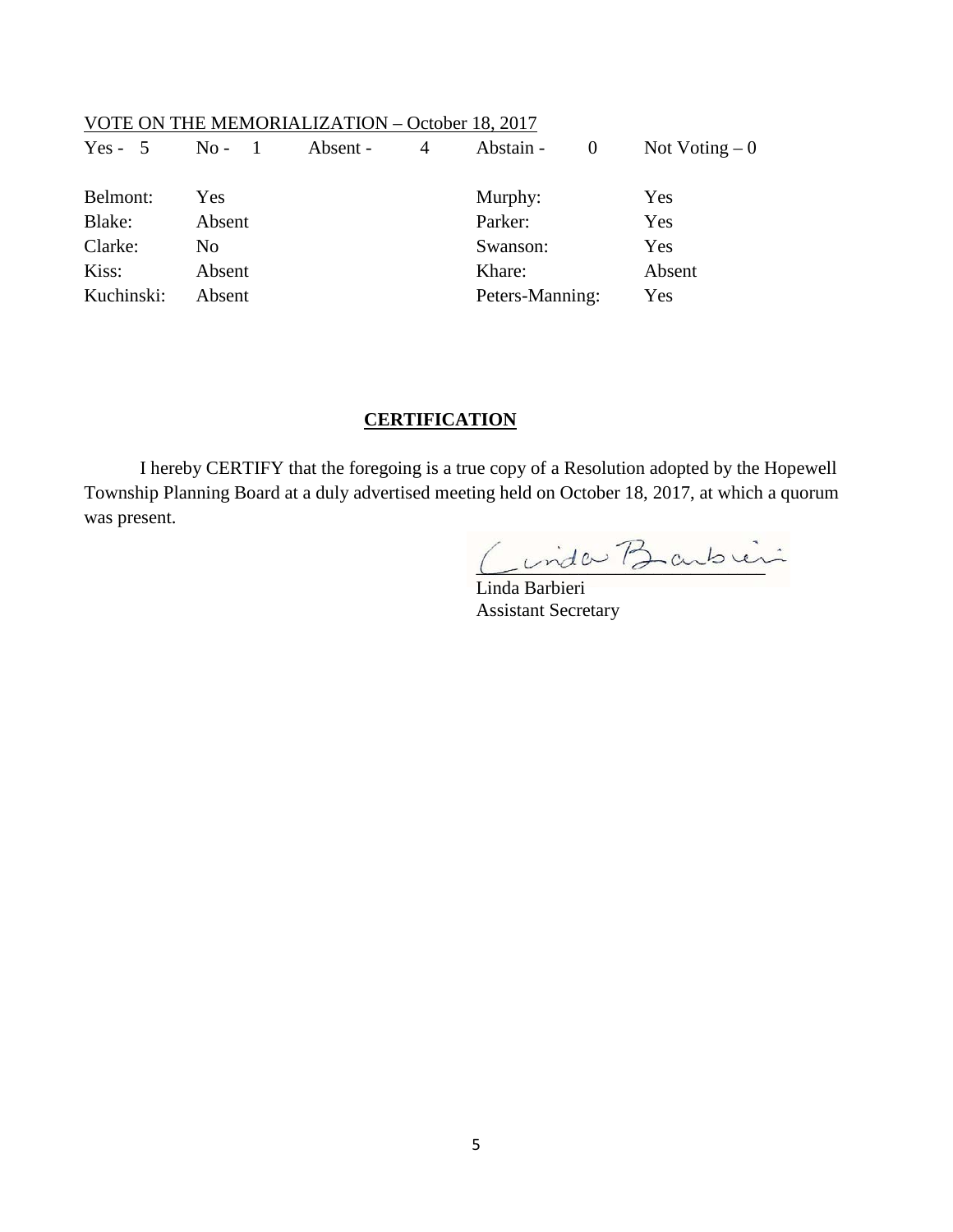VOTE ON THE MEMORIALIZATION – October 18, 2017

| Yes - 5 | No - 1 | Absent - 4 | Abstain - 0 | Not Voting – 0 |
|---|---|---|---|---|

| | | | |
|---|---|---|---|
| Belmont: | Yes | Murphy: | Yes |
| Blake: | Absent | Parker: | Yes |
| Clarke: | No | Swanson: | Yes |
| Kiss: | Absent | Khare: | Absent |
| Kuchinski: | Absent | Peters-Manning: | Yes |

**CERTIFICATION**

I hereby CERTIFY that the foregoing is a true copy of a Resolution adopted by the Hopewell Township Planning Board at a duly advertised meeting held on October 18, 2017, at which a quorum was present.

Linda Barbieri
Assistant Secretary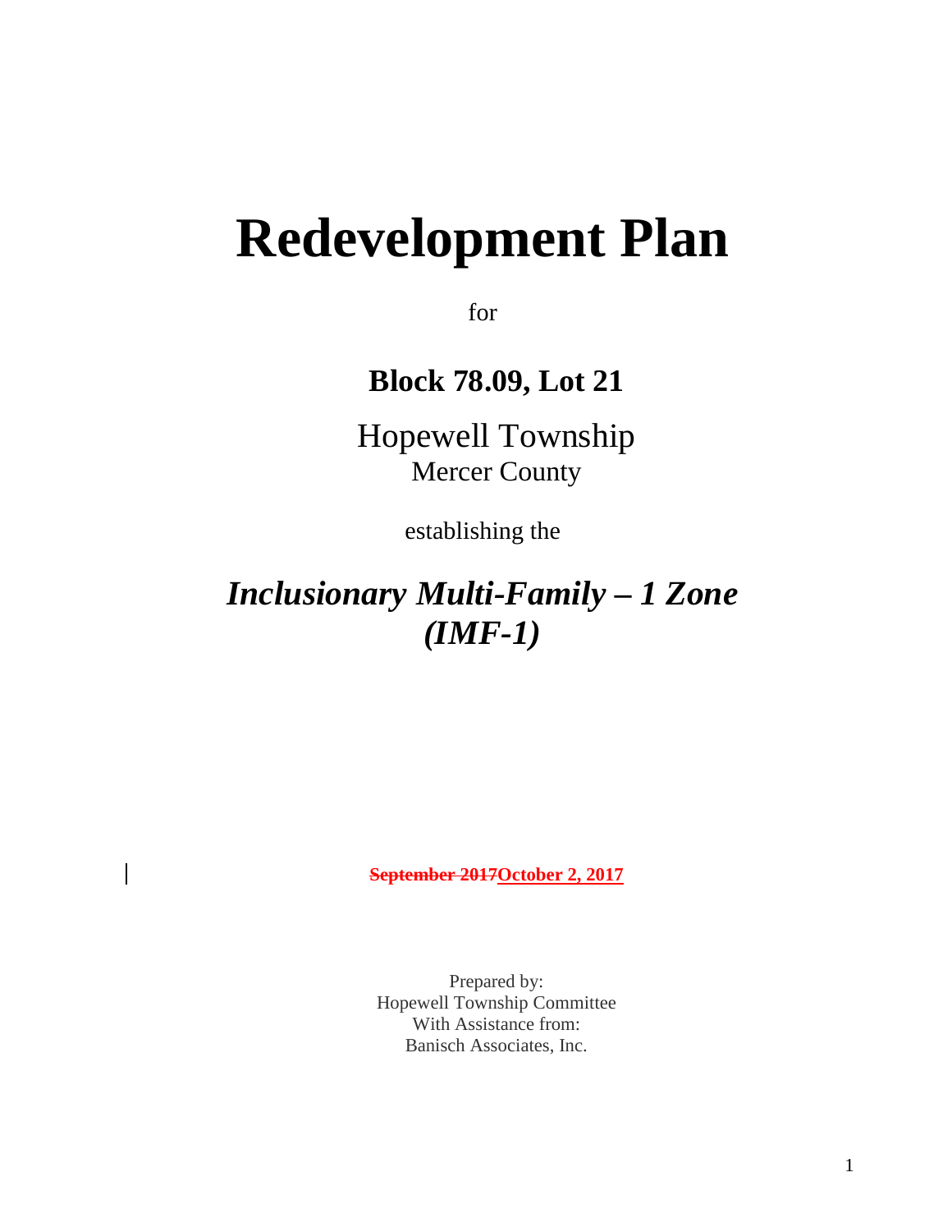# Redevelopment Plan

for

## Block 78.09, Lot 21

Hopewell Township
Mercer County

establishing the

## *Inclusionary Multi-Family – 1 Zone (IMF-1)*

~~**September 2017**~~**October 2, 2017**

Prepared by:
Hopewell Township Committee
With Assistance from:
Banisch Associates, Inc.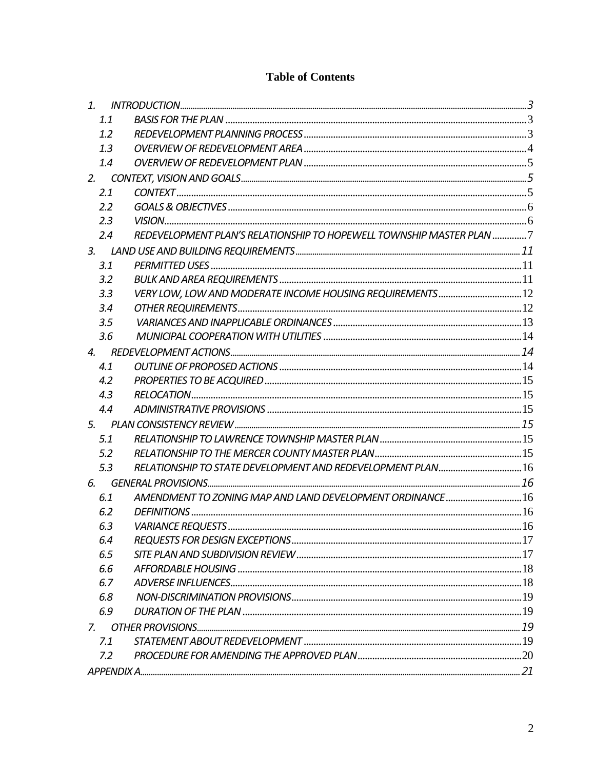# Table of Contents

| | | |
|---|---|---|
| 1. | INTRODUCTION | 3 |
| 1.1 | BASIS FOR THE PLAN | 3 |
| 1.2 | REDEVELOPMENT PLANNING PROCESS | 3 |
| 1.3 | OVERVIEW OF REDEVELOPMENT AREA | 4 |
| 1.4 | OVERVIEW OF REDEVELOPMENT PLAN | 5 |
| 2. | CONTEXT, VISION AND GOALS | 5 |
| 2.1 | CONTEXT | 5 |
| 2.2 | GOALS & OBJECTIVES | 6 |
| 2.3 | VISION | 6 |
| 2.4 | REDEVELOPMENT PLAN'S RELATIONSHIP TO HOPEWELL TOWNSHIP MASTER PLAN | 7 |
| 3. | LAND USE AND BUILDING REQUIREMENTS | 11 |
| 3.1 | PERMITTED USES | 11 |
| 3.2 | BULK AND AREA REQUIREMENTS | 11 |
| 3.3 | VERY LOW, LOW AND MODERATE INCOME HOUSING REQUIREMENTS | 12 |
| 3.4 | OTHER REQUIREMENTS | 12 |
| 3.5 | VARIANCES AND INAPPLICABLE ORDINANCES | 13 |
| 3.6 | MUNICIPAL COOPERATION WITH UTILITIES | 14 |
| 4. | REDEVELOPMENT ACTIONS | 14 |
| 4.1 | OUTLINE OF PROPOSED ACTIONS | 14 |
| 4.2 | PROPERTIES TO BE ACQUIRED | 15 |
| 4.3 | RELOCATION | 15 |
| 4.4 | ADMINISTRATIVE PROVISIONS | 15 |
| 5. | PLAN CONSISTENCY REVIEW | 15 |
| 5.1 | RELATIONSHIP TO LAWRENCE TOWNSHIP MASTER PLAN | 15 |
| 5.2 | RELATIONSHIP TO THE MERCER COUNTY MASTER PLAN | 15 |
| 5.3 | RELATIONSHIP TO STATE DEVELOPMENT AND REDEVELOPMENT PLAN | 16 |
| 6. | GENERAL PROVISIONS | 16 |
| 6.1 | AMENDMENT TO ZONING MAP AND LAND DEVELOPMENT ORDINANCE | 16 |
| 6.2 | DEFINITIONS | 16 |
| 6.3 | VARIANCE REQUESTS | 16 |
| 6.4 | REQUESTS FOR DESIGN EXCEPTIONS | 17 |
| 6.5 | SITE PLAN AND SUBDIVISION REVIEW | 17 |
| 6.6 | AFFORDABLE HOUSING | 18 |
| 6.7 | ADVERSE INFLUENCES | 18 |
| 6.8 | NON-DISCRIMINATION PROVISIONS | 19 |
| 6.9 | DURATION OF THE PLAN | 19 |
| 7. | OTHER PROVISIONS | 19 |
| 7.1 | STATEMENT ABOUT REDEVELOPMENT | 19 |
| 7.2 | PROCEDURE FOR AMENDING THE APPROVED PLAN | 20 |
| | APPENDIX A | 21 |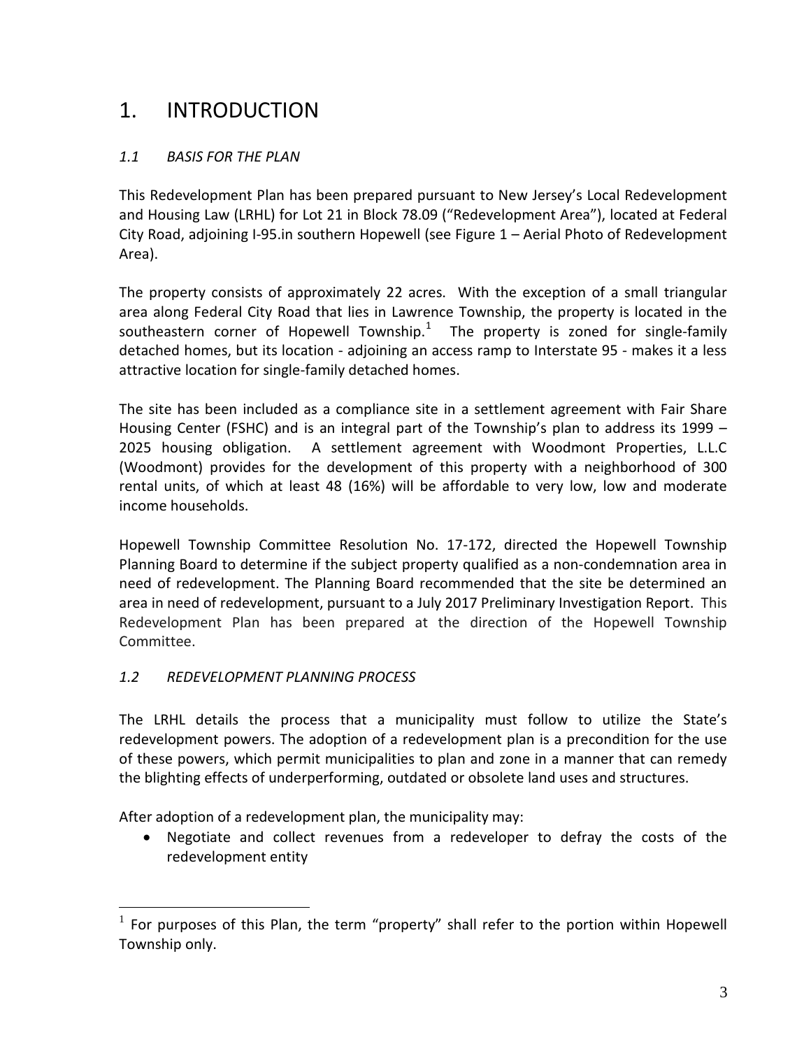# 1. INTRODUCTION

## *1.1 BASIS FOR THE PLAN*

This Redevelopment Plan has been prepared pursuant to New Jersey's Local Redevelopment and Housing Law (LRHL) for Lot 21 in Block 78.09 ("Redevelopment Area"), located at Federal City Road, adjoining I-95.in southern Hopewell (see Figure 1 – Aerial Photo of Redevelopment Area).

The property consists of approximately 22 acres. With the exception of a small triangular area along Federal City Road that lies in Lawrence Township, the property is located in the southeastern corner of Hopewell Township.[1] The property is zoned for single-family detached homes, but its location - adjoining an access ramp to Interstate 95 - makes it a less attractive location for single-family detached homes.

The site has been included as a compliance site in a settlement agreement with Fair Share Housing Center (FSHC) and is an integral part of the Township's plan to address its 1999 – 2025 housing obligation. A settlement agreement with Woodmont Properties, L.L.C (Woodmont) provides for the development of this property with a neighborhood of 300 rental units, of which at least 48 (16%) will be affordable to very low, low and moderate income households.

Hopewell Township Committee Resolution No. 17-172, directed the Hopewell Township Planning Board to determine if the subject property qualified as a non-condemnation area in need of redevelopment. The Planning Board recommended that the site be determined an area in need of redevelopment, pursuant to a July 2017 Preliminary Investigation Report. This Redevelopment Plan has been prepared at the direction of the Hopewell Township Committee.

## *1.2 REDEVELOPMENT PLANNING PROCESS*

The LRHL details the process that a municipality must follow to utilize the State's redevelopment powers. The adoption of a redevelopment plan is a precondition for the use of these powers, which permit municipalities to plan and zone in a manner that can remedy the blighting effects of underperforming, outdated or obsolete land uses and structures.

After adoption of a redevelopment plan, the municipality may:

- Negotiate and collect revenues from a redeveloper to defray the costs of the redevelopment entity

[1] For purposes of this Plan, the term "property" shall refer to the portion within Hopewell Township only.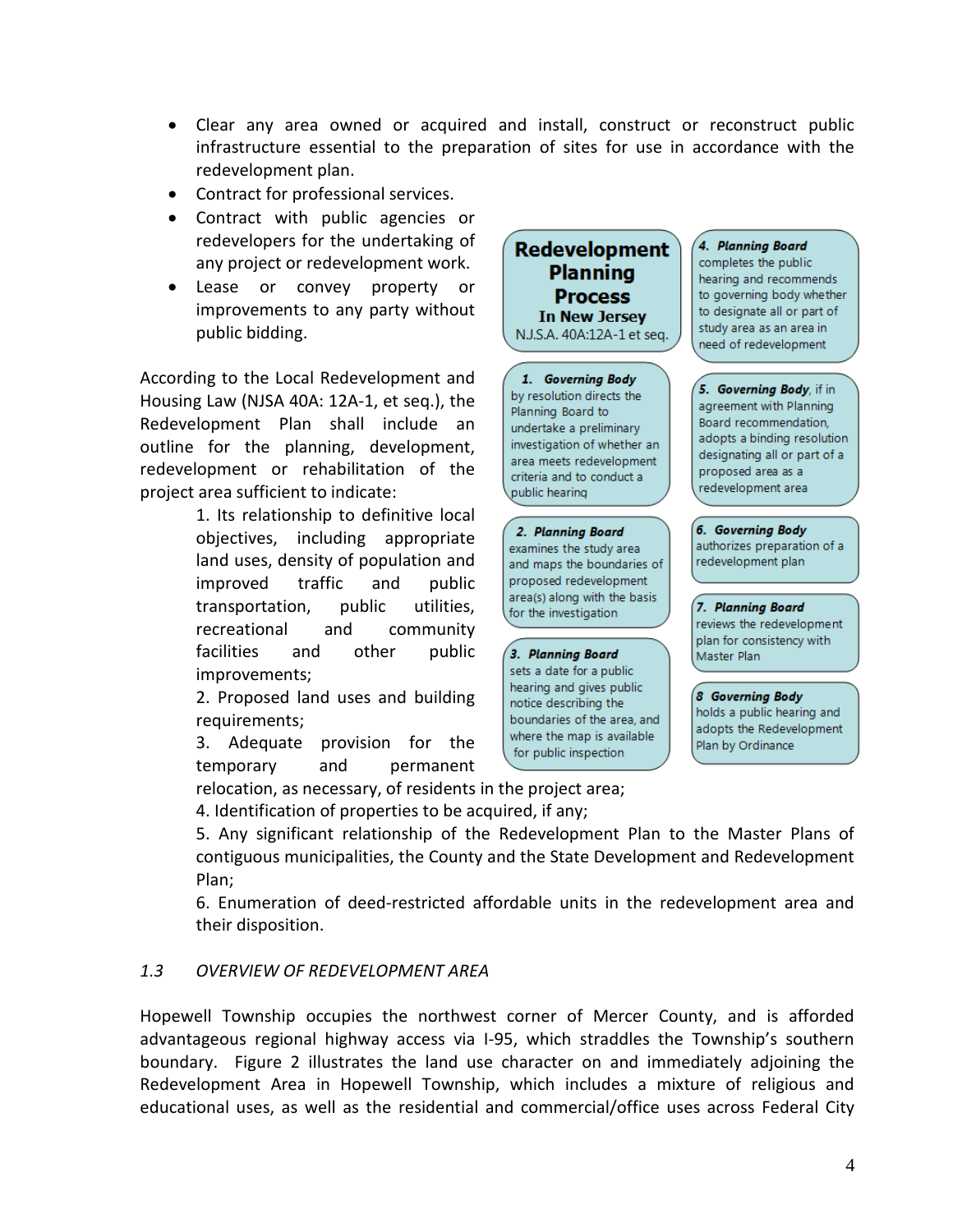- Clear any area owned or acquired and install, construct or reconstruct public infrastructure essential to the preparation of sites for use in accordance with the redevelopment plan.
- Contract for professional services.
- Contract with public agencies or redevelopers for the undertaking of any project or redevelopment work.
- Lease or convey property or improvements to any party without public bidding.

According to the Local Redevelopment and Housing Law (NJSA 40A: 12A-1, et seq.), the Redevelopment Plan shall include an outline for the planning, development, redevelopment or rehabilitation of the project area sufficient to indicate:

1. Its relationship to definitive local objectives, including appropriate land uses, density of population and improved traffic and public transportation, public utilities, recreational and community facilities and other public improvements;
2. Proposed land uses and building requirements;
3. Adequate provision for the temporary and permanent relocation, as necessary, of residents in the project area;
4. Identification of properties to be acquired, if any;
5. Any significant relationship of the Redevelopment Plan to the Master Plans of contiguous municipalities, the County and the State Development and Redevelopment Plan;
6. Enumeration of deed-restricted affordable units in the redevelopment area and their disposition.

**Redevelopment Planning Process In New Jersey**
N.J.S.A. 40A:12A-1 et seq.

1. ***Governing Body*** by resolution directs the Planning Board to undertake a preliminary investigation of whether an area meets redevelopment criteria and to conduct a public hearing
2. ***Planning Board*** examines the study area and maps the boundaries of proposed redevelopment area(s) along with the basis for the investigation
3. ***Planning Board*** sets a date for a public hearing and gives public notice describing the boundaries of the area, and where the map is available for public inspection
4. ***Planning Board*** completes the public hearing and recommends to governing body whether to designate all or part of study area as an area in need of redevelopment
5. ***Governing Body***, if in agreement with Planning Board recommendation, adopts a binding resolution designating all or part of a proposed area as a redevelopment area
6. ***Governing Body*** authorizes preparation of a redevelopment plan
7. ***Planning Board*** reviews the redevelopment plan for consistency with Master Plan
8. ***Governing Body*** holds a public hearing and adopts the Redevelopment Plan by Ordinance

### *1.3 OVERVIEW OF REDEVELOPMENT AREA*

Hopewell Township occupies the northwest corner of Mercer County, and is afforded advantageous regional highway access via I-95, which straddles the Township's southern boundary. Figure 2 illustrates the land use character on and immediately adjoining the Redevelopment Area in Hopewell Township, which includes a mixture of religious and educational uses, as well as the residential and commercial/office uses across Federal City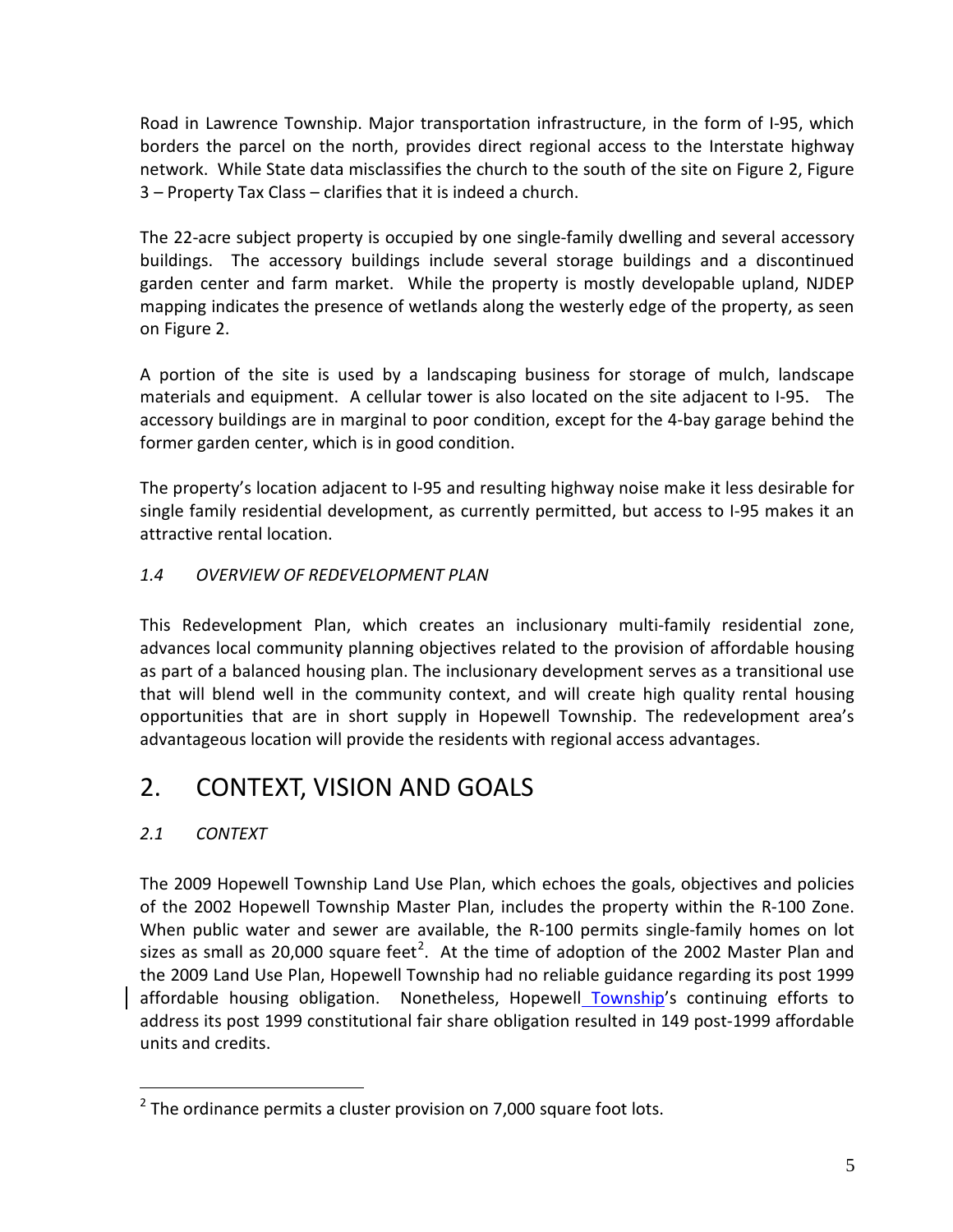Road in Lawrence Township. Major transportation infrastructure, in the form of I-95, which borders the parcel on the north, provides direct regional access to the Interstate highway network. While State data misclassifies the church to the south of the site on Figure 2, Figure 3 – Property Tax Class – clarifies that it is indeed a church.

The 22-acre subject property is occupied by one single-family dwelling and several accessory buildings. The accessory buildings include several storage buildings and a discontinued garden center and farm market. While the property is mostly developable upland, NJDEP mapping indicates the presence of wetlands along the westerly edge of the property, as seen on Figure 2.

A portion of the site is used by a landscaping business for storage of mulch, landscape materials and equipment. A cellular tower is also located on the site adjacent to I-95. The accessory buildings are in marginal to poor condition, except for the 4-bay garage behind the former garden center, which is in good condition.

The property's location adjacent to I-95 and resulting highway noise make it less desirable for single family residential development, as currently permitted, but access to I-95 makes it an attractive rental location.

### *1.4 OVERVIEW OF REDEVELOPMENT PLAN*

This Redevelopment Plan, which creates an inclusionary multi-family residential zone, advances local community planning objectives related to the provision of affordable housing as part of a balanced housing plan. The inclusionary development serves as a transitional use that will blend well in the community context, and will create high quality rental housing opportunities that are in short supply in Hopewell Township. The redevelopment area's advantageous location will provide the residents with regional access advantages.

# 2. CONTEXT, VISION AND GOALS

### *2.1 CONTEXT*

The 2009 Hopewell Township Land Use Plan, which echoes the goals, objectives and policies of the 2002 Hopewell Township Master Plan, includes the property within the R-100 Zone. When public water and sewer are available, the R-100 permits single-family homes on lot sizes as small as 20,000 square feet[2]. At the time of adoption of the 2002 Master Plan and the 2009 Land Use Plan, Hopewell Township had no reliable guidance regarding its post 1999 affordable housing obligation. Nonetheless, Hopewell Township's continuing efforts to address its post 1999 constitutional fair share obligation resulted in 149 post-1999 affordable units and credits.

[2] The ordinance permits a cluster provision on 7,000 square foot lots.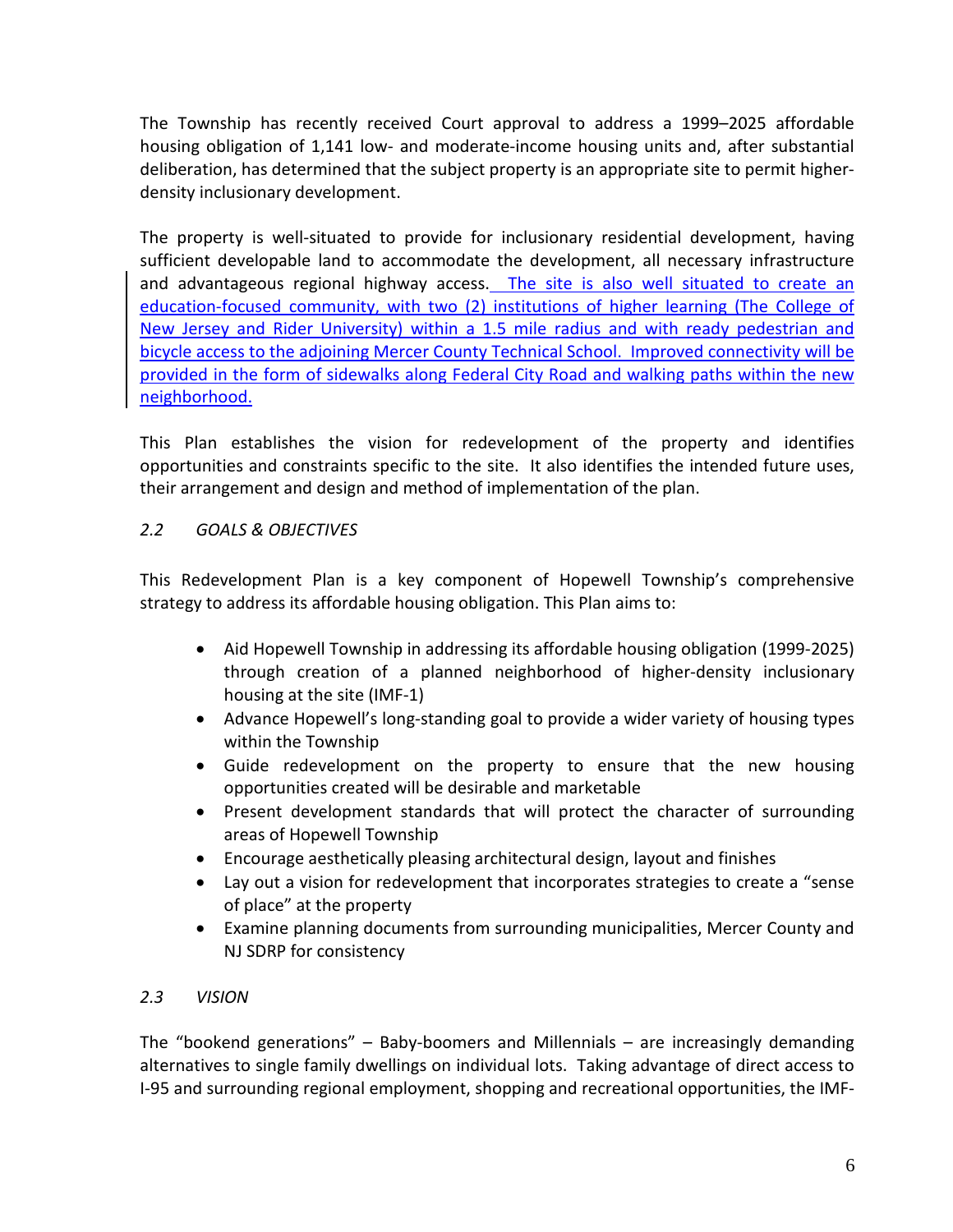The Township has recently received Court approval to address a 1999–2025 affordable housing obligation of 1,141 low- and moderate-income housing units and, after substantial deliberation, has determined that the subject property is an appropriate site to permit higher-density inclusionary development.

The property is well-situated to provide for inclusionary residential development, having sufficient developable land to accommodate the development, all necessary infrastructure and advantageous regional highway access. The site is also well situated to create an education-focused community, with two (2) institutions of higher learning (The College of New Jersey and Rider University) within a 1.5 mile radius and with ready pedestrian and bicycle access to the adjoining Mercer County Technical School. Improved connectivity will be provided in the form of sidewalks along Federal City Road and walking paths within the new neighborhood.

This Plan establishes the vision for redevelopment of the property and identifies opportunities and constraints specific to the site. It also identifies the intended future uses, their arrangement and design and method of implementation of the plan.

### *2.2 GOALS & OBJECTIVES*

This Redevelopment Plan is a key component of Hopewell Township's comprehensive strategy to address its affordable housing obligation. This Plan aims to:

- Aid Hopewell Township in addressing its affordable housing obligation (1999-2025) through creation of a planned neighborhood of higher-density inclusionary housing at the site (IMF-1)
- Advance Hopewell's long-standing goal to provide a wider variety of housing types within the Township
- Guide redevelopment on the property to ensure that the new housing opportunities created will be desirable and marketable
- Present development standards that will protect the character of surrounding areas of Hopewell Township
- Encourage aesthetically pleasing architectural design, layout and finishes
- Lay out a vision for redevelopment that incorporates strategies to create a "sense of place" at the property
- Examine planning documents from surrounding municipalities, Mercer County and NJ SDRP for consistency

### *2.3 VISION*

The "bookend generations" – Baby-boomers and Millennials – are increasingly demanding alternatives to single family dwellings on individual lots. Taking advantage of direct access to I-95 and surrounding regional employment, shopping and recreational opportunities, the IMF-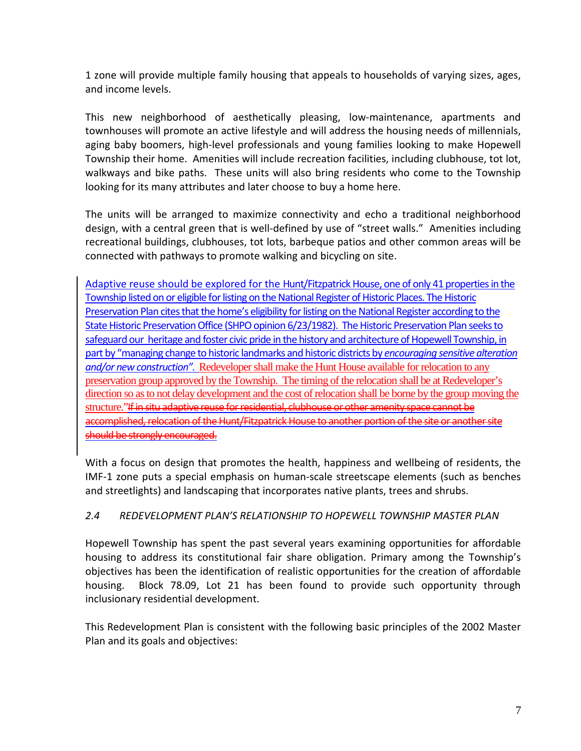1 zone will provide multiple family housing that appeals to households of varying sizes, ages, and income levels.

This new neighborhood of aesthetically pleasing, low-maintenance, apartments and townhouses will promote an active lifestyle and will address the housing needs of millennials, aging baby boomers, high-level professionals and young families looking to make Hopewell Township their home. Amenities will include recreation facilities, including clubhouse, tot lot, walkways and bike paths. These units will also bring residents who come to the Township looking for its many attributes and later choose to buy a home here.

The units will be arranged to maximize connectivity and echo a traditional neighborhood design, with a central green that is well-defined by use of "street walls." Amenities including recreational buildings, clubhouses, tot lots, barbeque patios and other common areas will be connected with pathways to promote walking and bicycling on site.

Adaptive reuse should be explored for the Hunt/Fitzpatrick House, one of only 41 properties in the Township listed on or eligible for listing on the National Register of Historic Places. The Historic Preservation Plan cites that the home's eligibility for listing on the National Register according to the State Historic Preservation Office (SHPO opinion 6/23/1982). The Historic Preservation Plan seeks to safeguard our heritage and foster civic pride in the history and architecture of Hopewell Township, in part by "managing change to historic landmarks and historic districts by *encouraging sensitive alteration and/or new construction".* Redeveloper shall make the Hunt House available for relocation to any preservation group approved by the Township. The timing of the relocation shall be at Redeveloper's direction so as to not delay development and the cost of relocation shall be borne by the group moving the structure."~~If in situ adaptive reuse for residential, clubhouse or other amenity space cannot be accomplished, relocation of the Hunt/Fitzpatrick House to another portion of the site or another site should be strongly encouraged.~~

With a focus on design that promotes the health, happiness and wellbeing of residents, the IMF-1 zone puts a special emphasis on human-scale streetscape elements (such as benches and streetlights) and landscaping that incorporates native plants, trees and shrubs.

### *2.4 REDEVELOPMENT PLAN'S RELATIONSHIP TO HOPEWELL TOWNSHIP MASTER PLAN*

Hopewell Township has spent the past several years examining opportunities for affordable housing to address its constitutional fair share obligation. Primary among the Township's objectives has been the identification of realistic opportunities for the creation of affordable housing. Block 78.09, Lot 21 has been found to provide such opportunity through inclusionary residential development.

This Redevelopment Plan is consistent with the following basic principles of the 2002 Master Plan and its goals and objectives: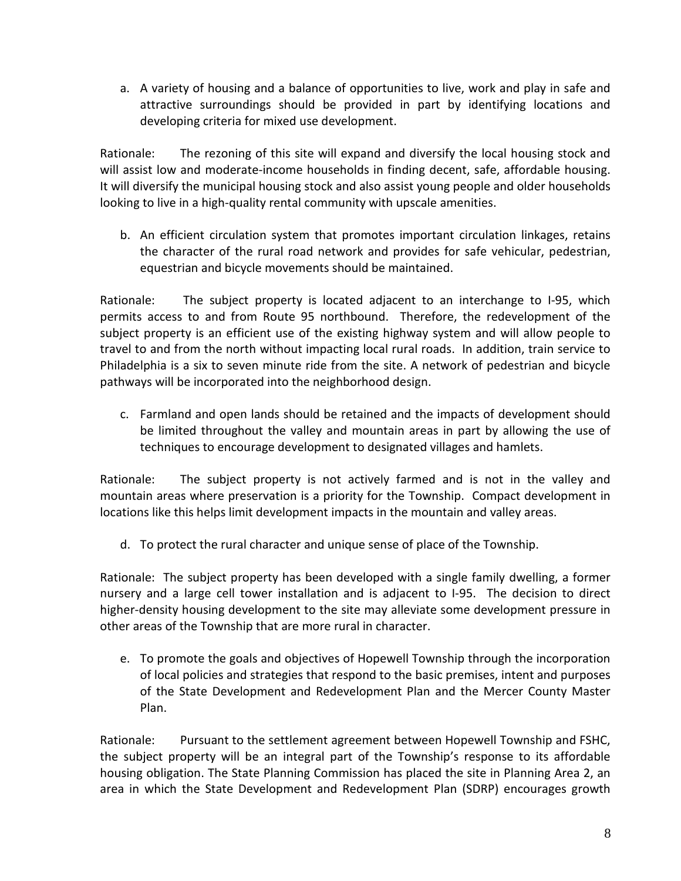a. A variety of housing and a balance of opportunities to live, work and play in safe and attractive surroundings should be provided in part by identifying locations and developing criteria for mixed use development.

Rationale: The rezoning of this site will expand and diversify the local housing stock and will assist low and moderate-income households in finding decent, safe, affordable housing. It will diversify the municipal housing stock and also assist young people and older households looking to live in a high-quality rental community with upscale amenities.

b. An efficient circulation system that promotes important circulation linkages, retains the character of the rural road network and provides for safe vehicular, pedestrian, equestrian and bicycle movements should be maintained.

Rationale: The subject property is located adjacent to an interchange to I-95, which permits access to and from Route 95 northbound. Therefore, the redevelopment of the subject property is an efficient use of the existing highway system and will allow people to travel to and from the north without impacting local rural roads. In addition, train service to Philadelphia is a six to seven minute ride from the site. A network of pedestrian and bicycle pathways will be incorporated into the neighborhood design.

c. Farmland and open lands should be retained and the impacts of development should be limited throughout the valley and mountain areas in part by allowing the use of techniques to encourage development to designated villages and hamlets.

Rationale: The subject property is not actively farmed and is not in the valley and mountain areas where preservation is a priority for the Township. Compact development in locations like this helps limit development impacts in the mountain and valley areas.

d. To protect the rural character and unique sense of place of the Township.

Rationale: The subject property has been developed with a single family dwelling, a former nursery and a large cell tower installation and is adjacent to I-95. The decision to direct higher-density housing development to the site may alleviate some development pressure in other areas of the Township that are more rural in character.

e. To promote the goals and objectives of Hopewell Township through the incorporation of local policies and strategies that respond to the basic premises, intent and purposes of the State Development and Redevelopment Plan and the Mercer County Master Plan.

Rationale: Pursuant to the settlement agreement between Hopewell Township and FSHC, the subject property will be an integral part of the Township's response to its affordable housing obligation. The State Planning Commission has placed the site in Planning Area 2, an area in which the State Development and Redevelopment Plan (SDRP) encourages growth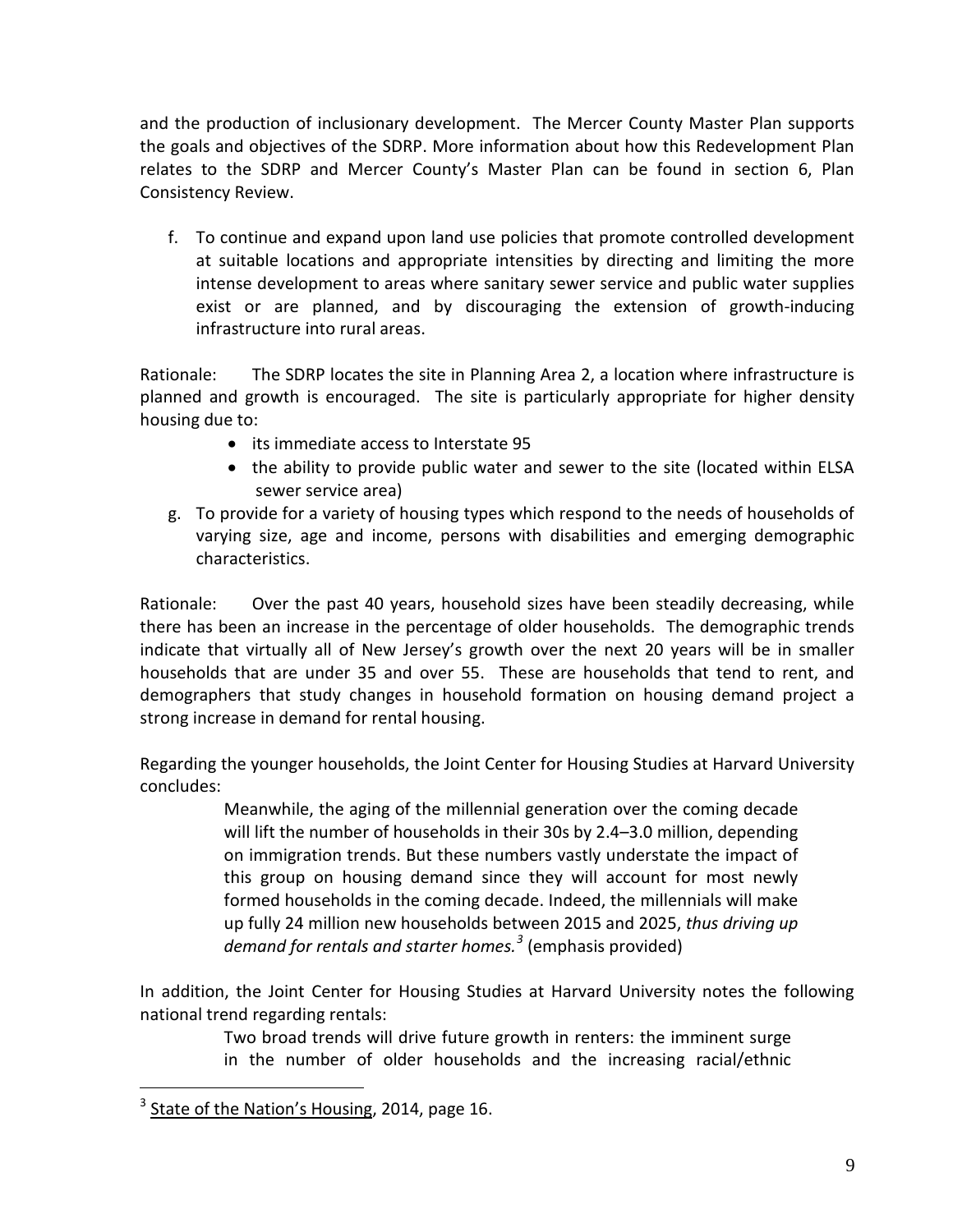and the production of inclusionary development. The Mercer County Master Plan supports the goals and objectives of the SDRP. More information about how this Redevelopment Plan relates to the SDRP and Mercer County's Master Plan can be found in section 6, Plan Consistency Review.

f. To continue and expand upon land use policies that promote controlled development at suitable locations and appropriate intensities by directing and limiting the more intense development to areas where sanitary sewer service and public water supplies exist or are planned, and by discouraging the extension of growth-inducing infrastructure into rural areas.

Rationale: The SDRP locates the site in Planning Area 2, a location where infrastructure is planned and growth is encouraged. The site is particularly appropriate for higher density housing due to:

- its immediate access to Interstate 95
- the ability to provide public water and sewer to the site (located within ELSA sewer service area)

g. To provide for a variety of housing types which respond to the needs of households of varying size, age and income, persons with disabilities and emerging demographic characteristics.

Rationale: Over the past 40 years, household sizes have been steadily decreasing, while there has been an increase in the percentage of older households. The demographic trends indicate that virtually all of New Jersey's growth over the next 20 years will be in smaller households that are under 35 and over 55. These are households that tend to rent, and demographers that study changes in household formation on housing demand project a strong increase in demand for rental housing.

Regarding the younger households, the Joint Center for Housing Studies at Harvard University concludes:

> Meanwhile, the aging of the millennial generation over the coming decade will lift the number of households in their 30s by 2.4–3.0 million, depending on immigration trends. But these numbers vastly understate the impact of this group on housing demand since they will account for most newly formed households in the coming decade. Indeed, the millennials will make up fully 24 million new households between 2015 and 2025, *thus driving up demand for rentals and starter homes.*[3] (emphasis provided)

In addition, the Joint Center for Housing Studies at Harvard University notes the following national trend regarding rentals:

> Two broad trends will drive future growth in renters: the imminent surge in the number of older households and the increasing racial/ethnic

[3] State of the Nation's Housing, 2014, page 16.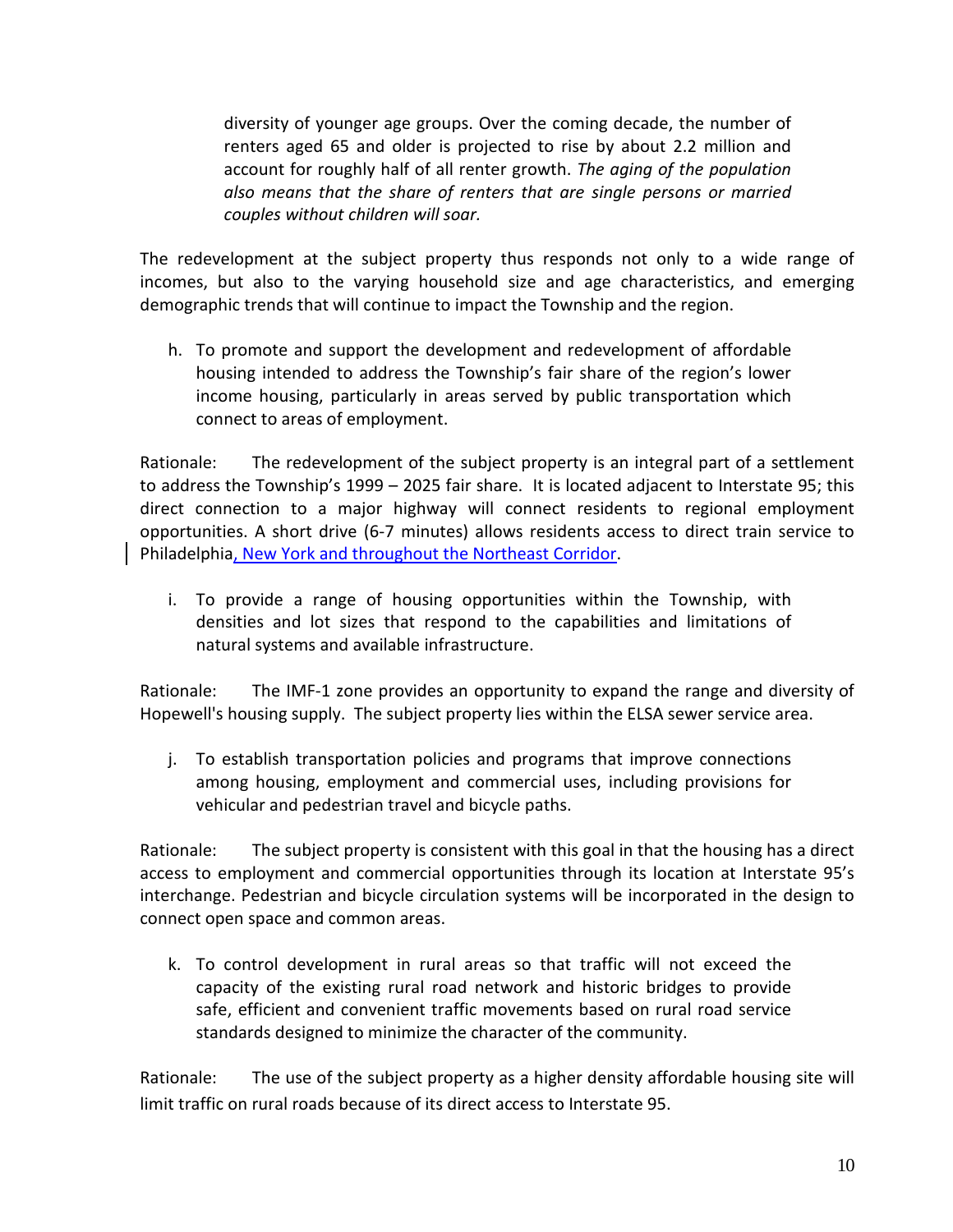> diversity of younger age groups. Over the coming decade, the number of renters aged 65 and older is projected to rise by about 2.2 million and account for roughly half of all renter growth. *The aging of the population also means that the share of renters that are single persons or married couples without children will soar.*

The redevelopment at the subject property thus responds not only to a wide range of incomes, but also to the varying household size and age characteristics, and emerging demographic trends that will continue to impact the Township and the region.

h. To promote and support the development and redevelopment of affordable housing intended to address the Township's fair share of the region's lower income housing, particularly in areas served by public transportation which connect to areas of employment.

Rationale: The redevelopment of the subject property is an integral part of a settlement to address the Township's 1999 – 2025 fair share. It is located adjacent to Interstate 95; this direct connection to a major highway will connect residents to regional employment opportunities. A short drive (6-7 minutes) allows residents access to direct train service to Philadelphia, New York and throughout the Northeast Corridor.

i. To provide a range of housing opportunities within the Township, with densities and lot sizes that respond to the capabilities and limitations of natural systems and available infrastructure.

Rationale: The IMF-1 zone provides an opportunity to expand the range and diversity of Hopewell's housing supply. The subject property lies within the ELSA sewer service area.

j. To establish transportation policies and programs that improve connections among housing, employment and commercial uses, including provisions for vehicular and pedestrian travel and bicycle paths.

Rationale: The subject property is consistent with this goal in that the housing has a direct access to employment and commercial opportunities through its location at Interstate 95's interchange. Pedestrian and bicycle circulation systems will be incorporated in the design to connect open space and common areas.

k. To control development in rural areas so that traffic will not exceed the capacity of the existing rural road network and historic bridges to provide safe, efficient and convenient traffic movements based on rural road service standards designed to minimize the character of the community.

Rationale: The use of the subject property as a higher density affordable housing site will limit traffic on rural roads because of its direct access to Interstate 95.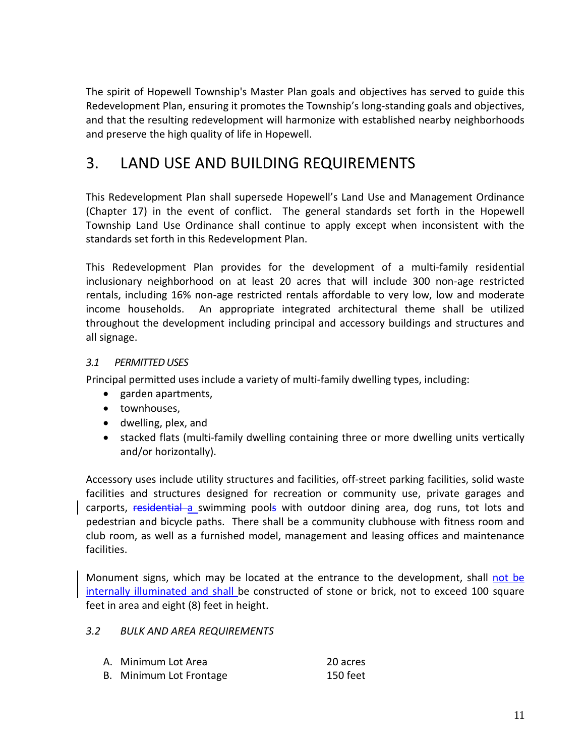The spirit of Hopewell Township's Master Plan goals and objectives has served to guide this Redevelopment Plan, ensuring it promotes the Township's long-standing goals and objectives, and that the resulting redevelopment will harmonize with established nearby neighborhoods and preserve the high quality of life in Hopewell.

# 3. LAND USE AND BUILDING REQUIREMENTS

This Redevelopment Plan shall supersede Hopewell's Land Use and Management Ordinance (Chapter 17) in the event of conflict. The general standards set forth in the Hopewell Township Land Use Ordinance shall continue to apply except when inconsistent with the standards set forth in this Redevelopment Plan.

This Redevelopment Plan provides for the development of a multi-family residential inclusionary neighborhood on at least 20 acres that will include 300 non-age restricted rentals, including 16% non-age restricted rentals affordable to very low, low and moderate income households. An appropriate integrated architectural theme shall be utilized throughout the development including principal and accessory buildings and structures and all signage.

### *3.1 PERMITTED USES*

Principal permitted uses include a variety of multi-family dwelling types, including:

- garden apartments,
- townhouses,
- dwelling, plex, and
- stacked flats (multi-family dwelling containing three or more dwelling units vertically and/or horizontally).

Accessory uses include utility structures and facilities, off-street parking facilities, solid waste facilities and structures designed for recreation or community use, private garages and carports, ~~residential~~ a swimming pool~~s~~ with outdoor dining area, dog runs, tot lots and pedestrian and bicycle paths. There shall be a community clubhouse with fitness room and club room, as well as a furnished model, management and leasing offices and maintenance facilities.

Monument signs, which may be located at the entrance to the development, shall not be internally illuminated and shall be constructed of stone or brick, not to exceed 100 square feet in area and eight (8) feet in height.

### *3.2 BULK AND AREA REQUIREMENTS*

A. Minimum Lot Area 20 acres

B. Minimum Lot Frontage 150 feet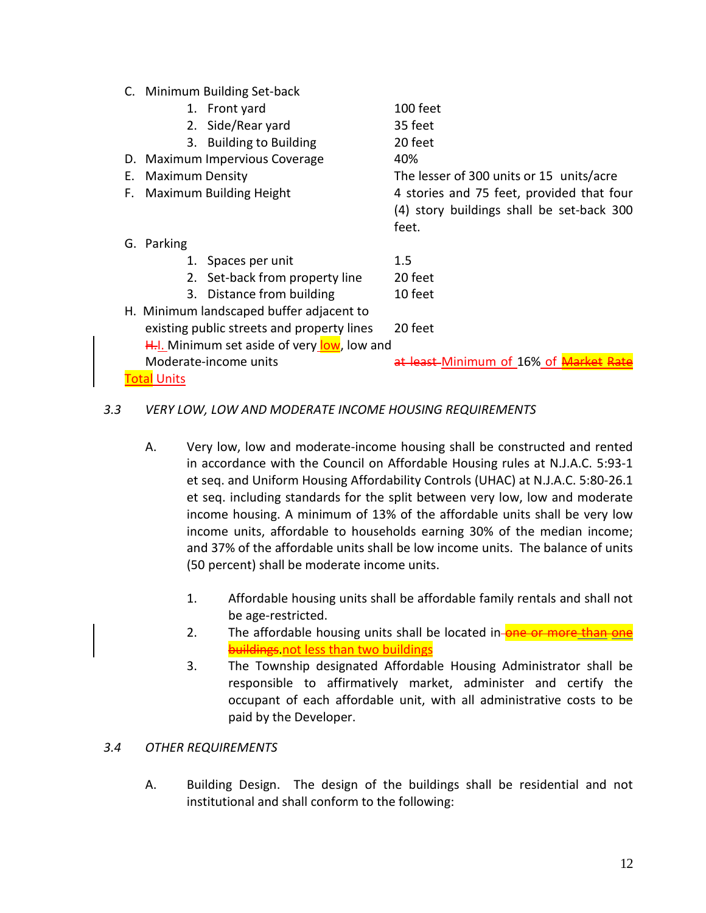C. Minimum Building Set-back

| | |
|---|---|
| 1. Front yard | 100 feet |
| 2. Side/Rear yard | 35 feet |
| 3. Building to Building | 20 feet |

D. Maximum Impervious Coverage — 40%

E. Maximum Density — The lesser of 300 units or 15 units/acre

F. Maximum Building Height — 4 stories and 75 feet, provided that four (4) story buildings shall be set-back 300 feet.

G. Parking

| | |
|---|---|
| 1. Spaces per unit | 1.5 |
| 2. Set-back from property line | 20 feet |
| 3. Distance from building | 10 feet |

H. Minimum landscaped buffer adjacent to existing public streets and property lines — 20 feet

~~H.~~I. Minimum set aside of very low, low and Moderate-income units — ~~at least~~ Minimum of 16% of ~~Market Rate~~ Total Units

*3.3 VERY LOW, LOW AND MODERATE INCOME HOUSING REQUIREMENTS*

A. Very low, low and moderate-income housing shall be constructed and rented in accordance with the Council on Affordable Housing rules at N.J.A.C. 5:93-1 et seq. and Uniform Housing Affordability Controls (UHAC) at N.J.A.C. 5:80-26.1 et seq. including standards for the split between very low, low and moderate income housing. A minimum of 13% of the affordable units shall be very low income units, affordable to households earning 30% of the median income; and 37% of the affordable units shall be low income units. The balance of units (50 percent) shall be moderate income units.

1. Affordable housing units shall be affordable family rentals and shall not be age-restricted.
2. The affordable housing units shall be located in ~~one or more than one buildings~~.not less than two buildings
3. The Township designated Affordable Housing Administrator shall be responsible to affirmatively market, administer and certify the occupant of each affordable unit, with all administrative costs to be paid by the Developer.

*3.4 OTHER REQUIREMENTS*

A. Building Design. The design of the buildings shall be residential and not institutional and shall conform to the following: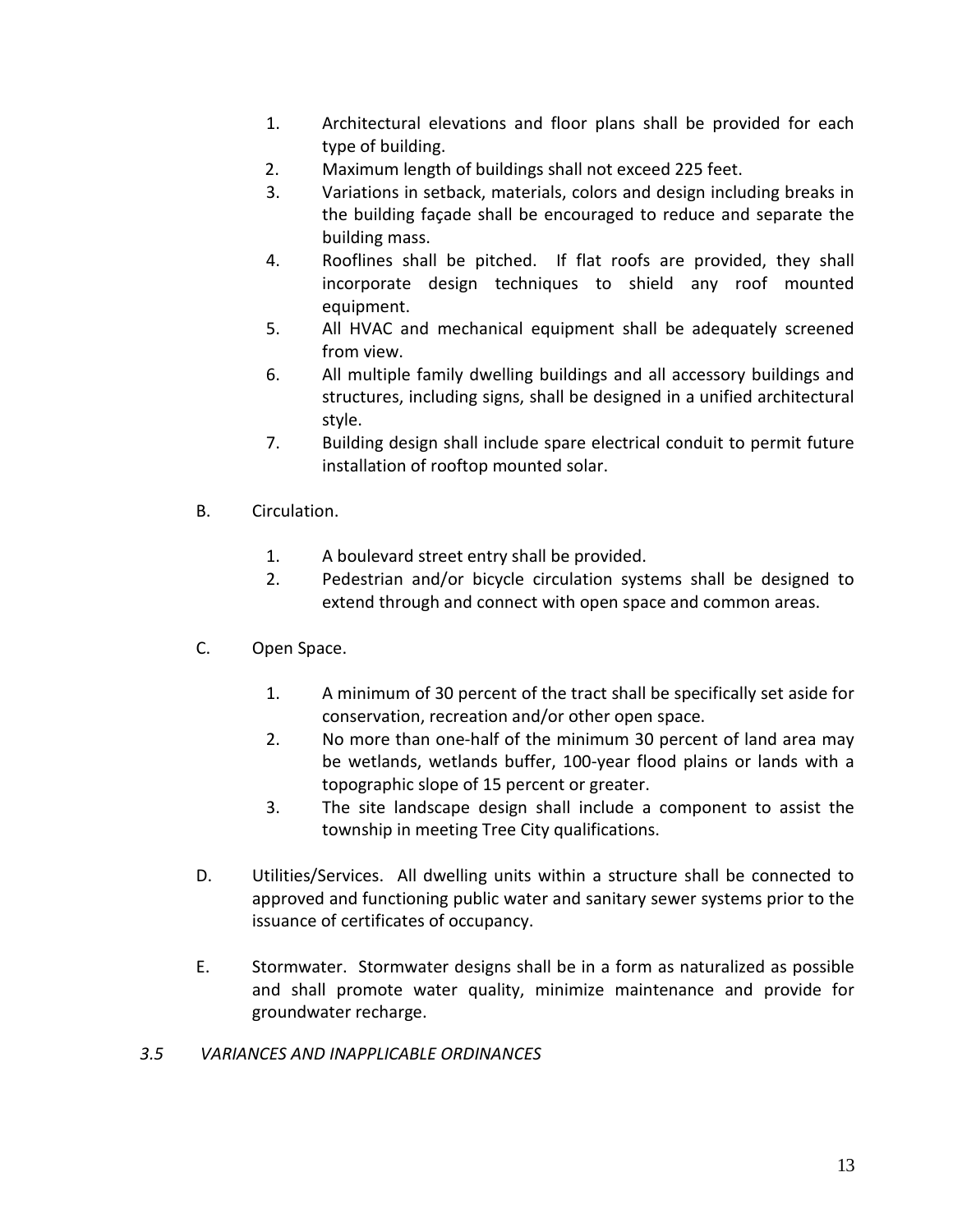1. Architectural elevations and floor plans shall be provided for each type of building.
2. Maximum length of buildings shall not exceed 225 feet.
3. Variations in setback, materials, colors and design including breaks in the building façade shall be encouraged to reduce and separate the building mass.
4. Rooflines shall be pitched. If flat roofs are provided, they shall incorporate design techniques to shield any roof mounted equipment.
5. All HVAC and mechanical equipment shall be adequately screened from view.
6. All multiple family dwelling buildings and all accessory buildings and structures, including signs, shall be designed in a unified architectural style.
7. Building design shall include spare electrical conduit to permit future installation of rooftop mounted solar.

B. Circulation.

1. A boulevard street entry shall be provided.
2. Pedestrian and/or bicycle circulation systems shall be designed to extend through and connect with open space and common areas.

C. Open Space.

1. A minimum of 30 percent of the tract shall be specifically set aside for conservation, recreation and/or other open space.
2. No more than one-half of the minimum 30 percent of land area may be wetlands, wetlands buffer, 100-year flood plains or lands with a topographic slope of 15 percent or greater.
3. The site landscape design shall include a component to assist the township in meeting Tree City qualifications.

D. Utilities/Services. All dwelling units within a structure shall be connected to approved and functioning public water and sanitary sewer systems prior to the issuance of certificates of occupancy.

E. Stormwater. Stormwater designs shall be in a form as naturalized as possible and shall promote water quality, minimize maintenance and provide for groundwater recharge.

*3.5 VARIANCES AND INAPPLICABLE ORDINANCES*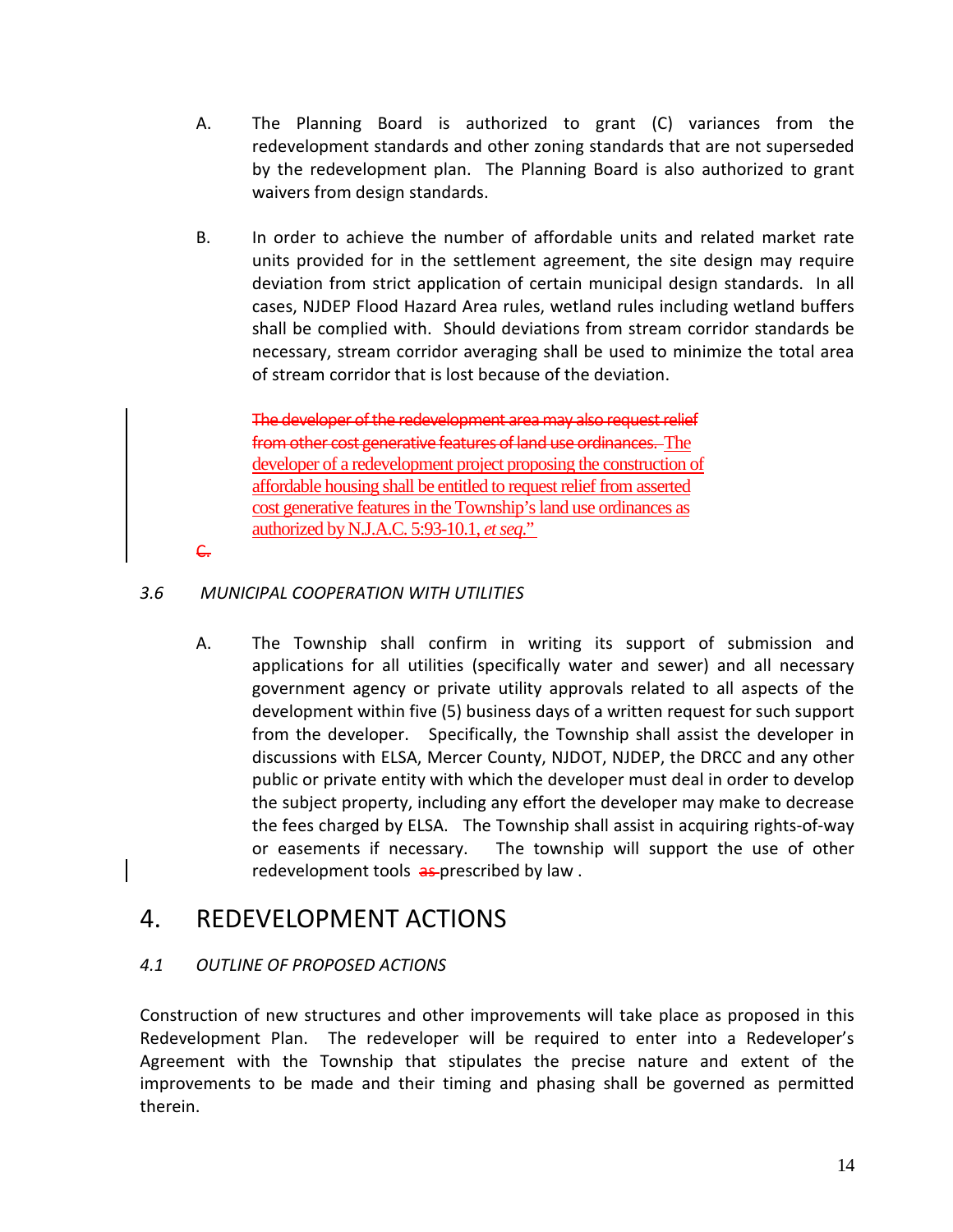A. The Planning Board is authorized to grant (C) variances from the redevelopment standards and other zoning standards that are not superseded by the redevelopment plan. The Planning Board is also authorized to grant waivers from design standards.

B. In order to achieve the number of affordable units and related market rate units provided for in the settlement agreement, the site design may require deviation from strict application of certain municipal design standards. In all cases, NJDEP Flood Hazard Area rules, wetland rules including wetland buffers shall be complied with. Should deviations from stream corridor standards be necessary, stream corridor averaging shall be used to minimize the total area of stream corridor that is lost because of the deviation.

~~The developer of the redevelopment area may also request relief from other cost generative features of land use ordinances.~~ The developer of a redevelopment project proposing the construction of affordable housing shall be entitled to request relief from asserted cost generative features in the Township's land use ordinances as authorized by N.J.A.C. 5:93-10.1, *et seq.*"

~~C.~~

### *3.6 MUNICIPAL COOPERATION WITH UTILITIES*

A. The Township shall confirm in writing its support of submission and applications for all utilities (specifically water and sewer) and all necessary government agency or private utility approvals related to all aspects of the development within five (5) business days of a written request for such support from the developer. Specifically, the Township shall assist the developer in discussions with ELSA, Mercer County, NJDOT, NJDEP, the DRCC and any other public or private entity with which the developer must deal in order to develop the subject property, including any effort the developer may make to decrease the fees charged by ELSA. The Township shall assist in acquiring rights-of-way or easements if necessary. The township will support the use of other redevelopment tools ~~as~~ prescribed by law .

# 4. REDEVELOPMENT ACTIONS

### *4.1 OUTLINE OF PROPOSED ACTIONS*

Construction of new structures and other improvements will take place as proposed in this Redevelopment Plan. The redeveloper will be required to enter into a Redeveloper's Agreement with the Township that stipulates the precise nature and extent of the improvements to be made and their timing and phasing shall be governed as permitted therein.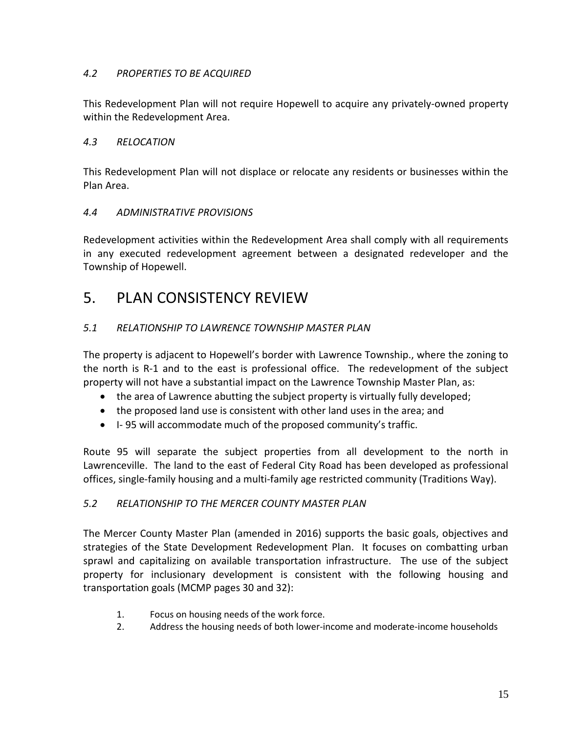### *4.2 PROPERTIES TO BE ACQUIRED*

This Redevelopment Plan will not require Hopewell to acquire any privately-owned property within the Redevelopment Area.

### *4.3 RELOCATION*

This Redevelopment Plan will not displace or relocate any residents or businesses within the Plan Area.

### *4.4 ADMINISTRATIVE PROVISIONS*

Redevelopment activities within the Redevelopment Area shall comply with all requirements in any executed redevelopment agreement between a designated redeveloper and the Township of Hopewell.

# 5. PLAN CONSISTENCY REVIEW

### *5.1 RELATIONSHIP TO LAWRENCE TOWNSHIP MASTER PLAN*

The property is adjacent to Hopewell's border with Lawrence Township., where the zoning to the north is R-1 and to the east is professional office. The redevelopment of the subject property will not have a substantial impact on the Lawrence Township Master Plan, as:

- the area of Lawrence abutting the subject property is virtually fully developed;
- the proposed land use is consistent with other land uses in the area; and
- I- 95 will accommodate much of the proposed community's traffic.

Route 95 will separate the subject properties from all development to the north in Lawrenceville. The land to the east of Federal City Road has been developed as professional offices, single-family housing and a multi-family age restricted community (Traditions Way).

### *5.2 RELATIONSHIP TO THE MERCER COUNTY MASTER PLAN*

The Mercer County Master Plan (amended in 2016) supports the basic goals, objectives and strategies of the State Development Redevelopment Plan. It focuses on combatting urban sprawl and capitalizing on available transportation infrastructure. The use of the subject property for inclusionary development is consistent with the following housing and transportation goals (MCMP pages 30 and 32):

1. Focus on housing needs of the work force.
2. Address the housing needs of both lower-income and moderate-income households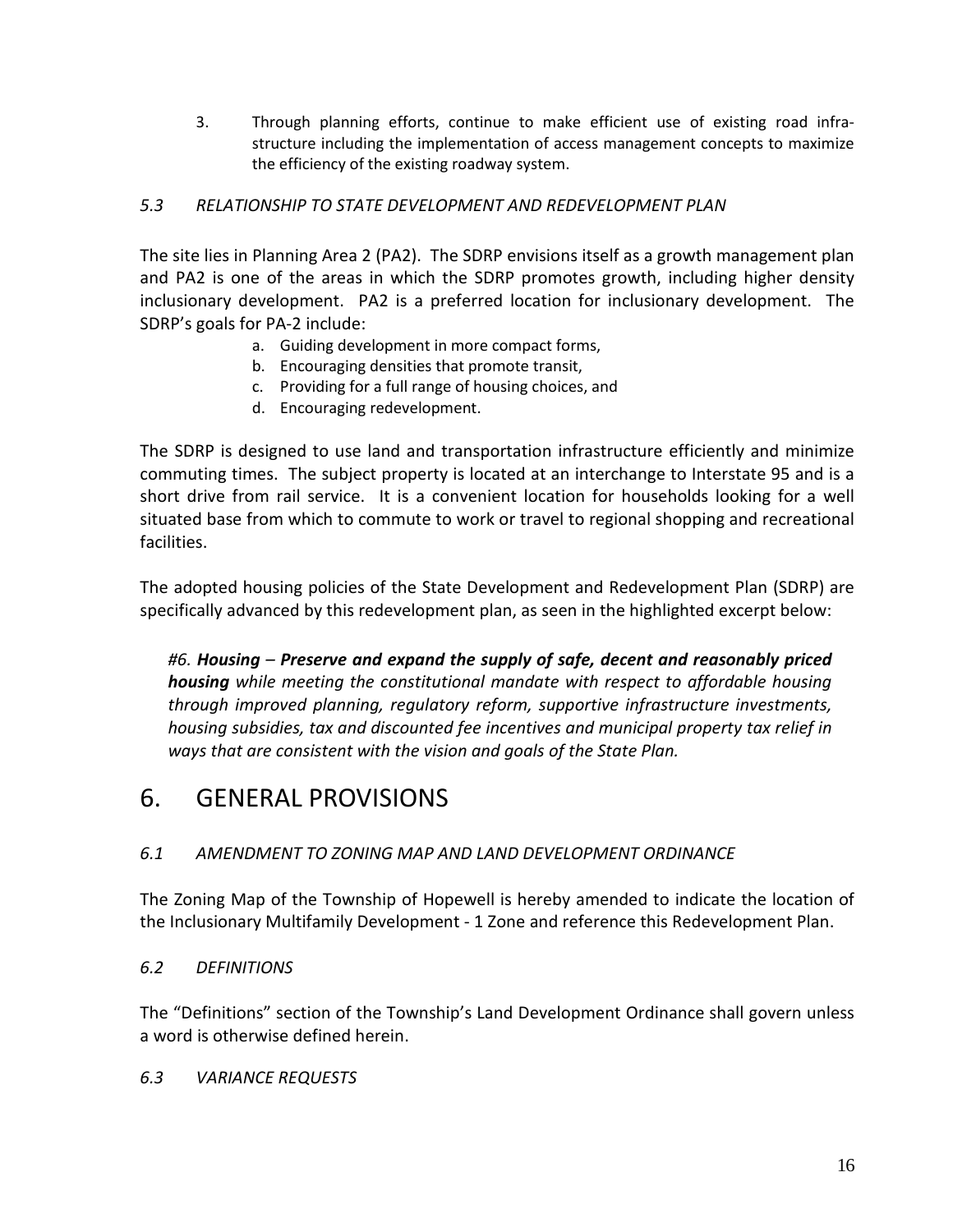3. Through planning efforts, continue to make efficient use of existing road infra-structure including the implementation of access management concepts to maximize the efficiency of the existing roadway system.

### *5.3 RELATIONSHIP TO STATE DEVELOPMENT AND REDEVELOPMENT PLAN*

The site lies in Planning Area 2 (PA2). The SDRP envisions itself as a growth management plan and PA2 is one of the areas in which the SDRP promotes growth, including higher density inclusionary development. PA2 is a preferred location for inclusionary development. The SDRP's goals for PA-2 include:

a. Guiding development in more compact forms,
b. Encouraging densities that promote transit,
c. Providing for a full range of housing choices, and
d. Encouraging redevelopment.

The SDRP is designed to use land and transportation infrastructure efficiently and minimize commuting times. The subject property is located at an interchange to Interstate 95 and is a short drive from rail service. It is a convenient location for households looking for a well situated base from which to commute to work or travel to regional shopping and recreational facilities.

The adopted housing policies of the State Development and Redevelopment Plan (SDRP) are specifically advanced by this redevelopment plan, as seen in the highlighted excerpt below:

*#6.* ***Housing – Preserve and expand the supply of safe, decent and reasonably priced housing*** *while meeting the constitutional mandate with respect to affordable housing through improved planning, regulatory reform, supportive infrastructure investments, housing subsidies, tax and discounted fee incentives and municipal property tax relief in ways that are consistent with the vision and goals of the State Plan.*

## 6. GENERAL PROVISIONS

### *6.1 AMENDMENT TO ZONING MAP AND LAND DEVELOPMENT ORDINANCE*

The Zoning Map of the Township of Hopewell is hereby amended to indicate the location of the Inclusionary Multifamily Development - 1 Zone and reference this Redevelopment Plan.

### *6.2 DEFINITIONS*

The "Definitions" section of the Township's Land Development Ordinance shall govern unless a word is otherwise defined herein.

### *6.3 VARIANCE REQUESTS*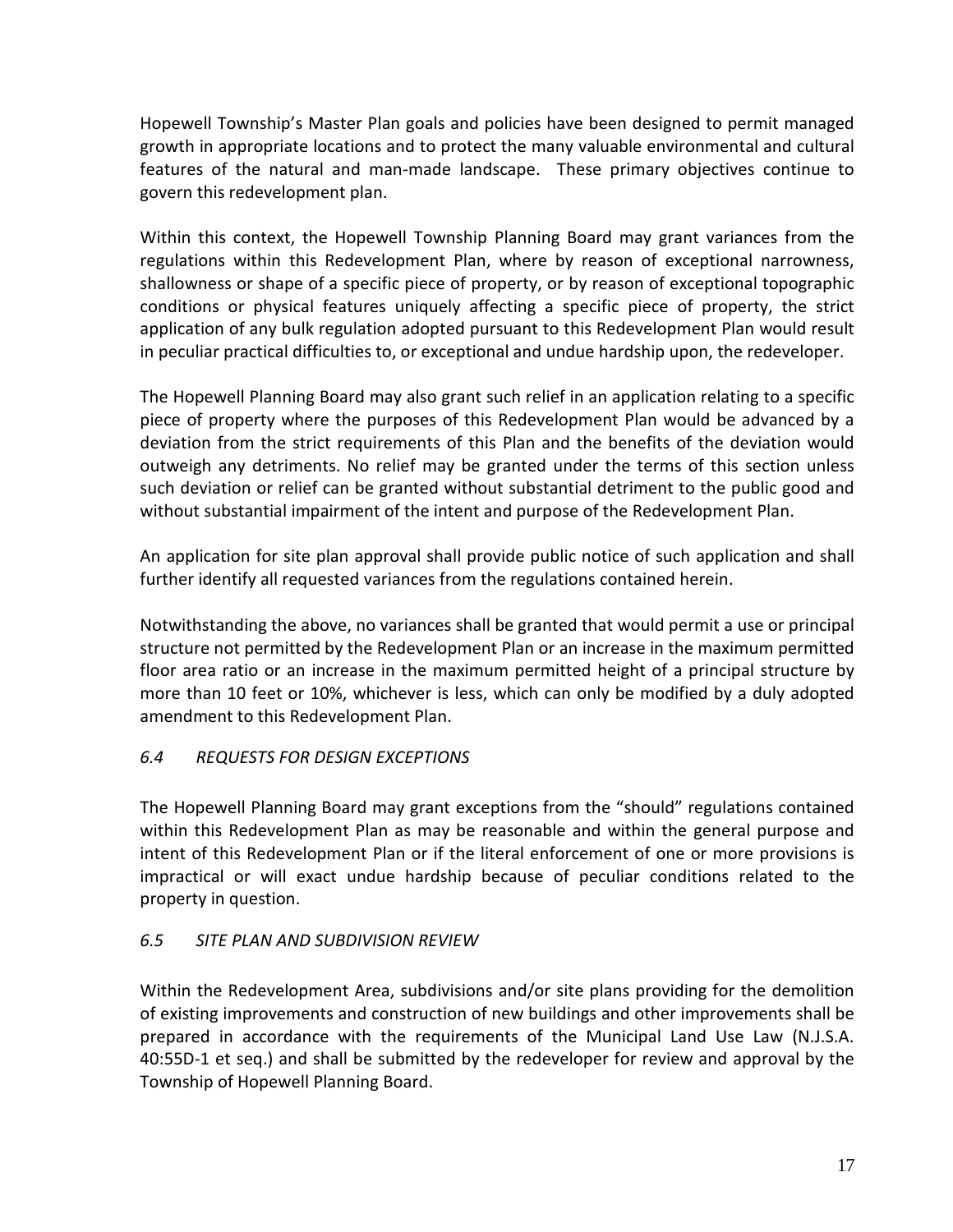Hopewell Township's Master Plan goals and policies have been designed to permit managed growth in appropriate locations and to protect the many valuable environmental and cultural features of the natural and man-made landscape. These primary objectives continue to govern this redevelopment plan.

Within this context, the Hopewell Township Planning Board may grant variances from the regulations within this Redevelopment Plan, where by reason of exceptional narrowness, shallowness or shape of a specific piece of property, or by reason of exceptional topographic conditions or physical features uniquely affecting a specific piece of property, the strict application of any bulk regulation adopted pursuant to this Redevelopment Plan would result in peculiar practical difficulties to, or exceptional and undue hardship upon, the redeveloper.

The Hopewell Planning Board may also grant such relief in an application relating to a specific piece of property where the purposes of this Redevelopment Plan would be advanced by a deviation from the strict requirements of this Plan and the benefits of the deviation would outweigh any detriments. No relief may be granted under the terms of this section unless such deviation or relief can be granted without substantial detriment to the public good and without substantial impairment of the intent and purpose of the Redevelopment Plan.

An application for site plan approval shall provide public notice of such application and shall further identify all requested variances from the regulations contained herein.

Notwithstanding the above, no variances shall be granted that would permit a use or principal structure not permitted by the Redevelopment Plan or an increase in the maximum permitted floor area ratio or an increase in the maximum permitted height of a principal structure by more than 10 feet or 10%, whichever is less, which can only be modified by a duly adopted amendment to this Redevelopment Plan.

### *6.4 REQUESTS FOR DESIGN EXCEPTIONS*

The Hopewell Planning Board may grant exceptions from the "should" regulations contained within this Redevelopment Plan as may be reasonable and within the general purpose and intent of this Redevelopment Plan or if the literal enforcement of one or more provisions is impractical or will exact undue hardship because of peculiar conditions related to the property in question.

### *6.5 SITE PLAN AND SUBDIVISION REVIEW*

Within the Redevelopment Area, subdivisions and/or site plans providing for the demolition of existing improvements and construction of new buildings and other improvements shall be prepared in accordance with the requirements of the Municipal Land Use Law (N.J.S.A. 40:55D-1 et seq.) and shall be submitted by the redeveloper for review and approval by the Township of Hopewell Planning Board.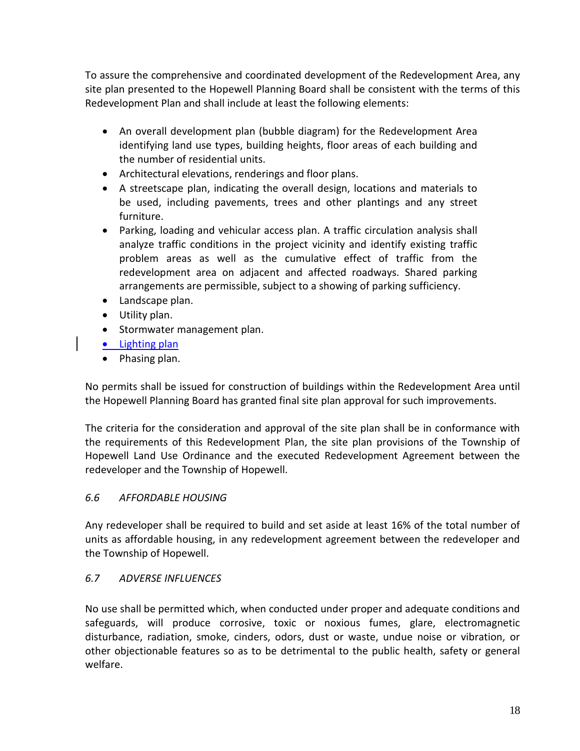To assure the comprehensive and coordinated development of the Redevelopment Area, any site plan presented to the Hopewell Planning Board shall be consistent with the terms of this Redevelopment Plan and shall include at least the following elements:

- An overall development plan (bubble diagram) for the Redevelopment Area identifying land use types, building heights, floor areas of each building and the number of residential units.
- Architectural elevations, renderings and floor plans.
- A streetscape plan, indicating the overall design, locations and materials to be used, including pavements, trees and other plantings and any street furniture.
- Parking, loading and vehicular access plan. A traffic circulation analysis shall analyze traffic conditions in the project vicinity and identify existing traffic problem areas as well as the cumulative effect of traffic from the redevelopment area on adjacent and affected roadways. Shared parking arrangements are permissible, subject to a showing of parking sufficiency.
- Landscape plan.
- Utility plan.
- Stormwater management plan.
- Lighting plan
- Phasing plan.

No permits shall be issued for construction of buildings within the Redevelopment Area until the Hopewell Planning Board has granted final site plan approval for such improvements.

The criteria for the consideration and approval of the site plan shall be in conformance with the requirements of this Redevelopment Plan, the site plan provisions of the Township of Hopewell Land Use Ordinance and the executed Redevelopment Agreement between the redeveloper and the Township of Hopewell.

### *6.6 AFFORDABLE HOUSING*

Any redeveloper shall be required to build and set aside at least 16% of the total number of units as affordable housing, in any redevelopment agreement between the redeveloper and the Township of Hopewell.

### *6.7 ADVERSE INFLUENCES*

No use shall be permitted which, when conducted under proper and adequate conditions and safeguards, will produce corrosive, toxic or noxious fumes, glare, electromagnetic disturbance, radiation, smoke, cinders, odors, dust or waste, undue noise or vibration, or other objectionable features so as to be detrimental to the public health, safety or general welfare.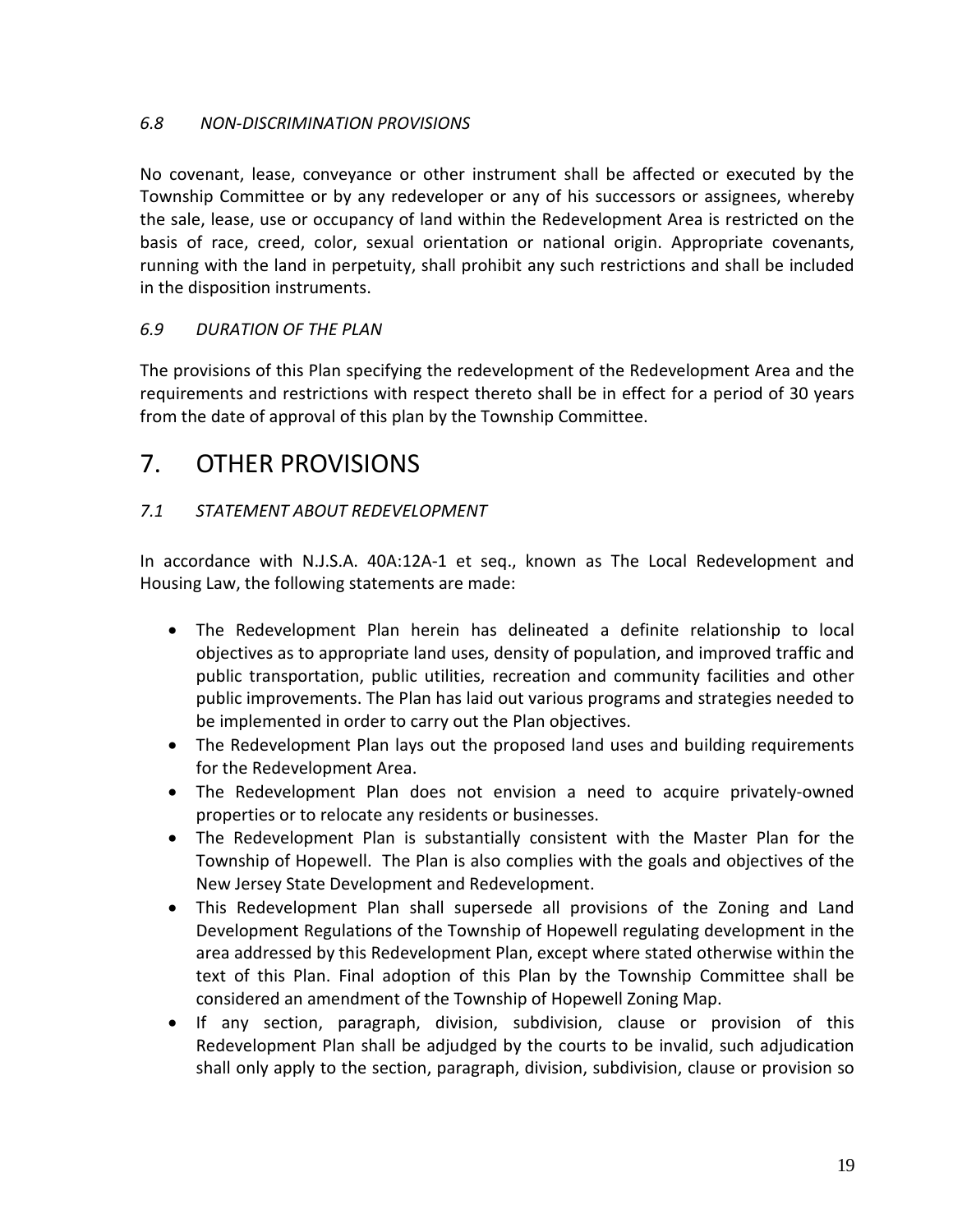### *6.8 NON-DISCRIMINATION PROVISIONS*

No covenant, lease, conveyance or other instrument shall be affected or executed by the Township Committee or by any redeveloper or any of his successors or assignees, whereby the sale, lease, use or occupancy of land within the Redevelopment Area is restricted on the basis of race, creed, color, sexual orientation or national origin. Appropriate covenants, running with the land in perpetuity, shall prohibit any such restrictions and shall be included in the disposition instruments.

### *6.9 DURATION OF THE PLAN*

The provisions of this Plan specifying the redevelopment of the Redevelopment Area and the requirements and restrictions with respect thereto shall be in effect for a period of 30 years from the date of approval of this plan by the Township Committee.

# 7. OTHER PROVISIONS

### *7.1 STATEMENT ABOUT REDEVELOPMENT*

In accordance with N.J.S.A. 40A:12A-1 et seq., known as The Local Redevelopment and Housing Law, the following statements are made:

- The Redevelopment Plan herein has delineated a definite relationship to local objectives as to appropriate land uses, density of population, and improved traffic and public transportation, public utilities, recreation and community facilities and other public improvements. The Plan has laid out various programs and strategies needed to be implemented in order to carry out the Plan objectives.
- The Redevelopment Plan lays out the proposed land uses and building requirements for the Redevelopment Area.
- The Redevelopment Plan does not envision a need to acquire privately-owned properties or to relocate any residents or businesses.
- The Redevelopment Plan is substantially consistent with the Master Plan for the Township of Hopewell. The Plan is also complies with the goals and objectives of the New Jersey State Development and Redevelopment.
- This Redevelopment Plan shall supersede all provisions of the Zoning and Land Development Regulations of the Township of Hopewell regulating development in the area addressed by this Redevelopment Plan, except where stated otherwise within the text of this Plan. Final adoption of this Plan by the Township Committee shall be considered an amendment of the Township of Hopewell Zoning Map.
- If any section, paragraph, division, subdivision, clause or provision of this Redevelopment Plan shall be adjudged by the courts to be invalid, such adjudication shall only apply to the section, paragraph, division, subdivision, clause or provision so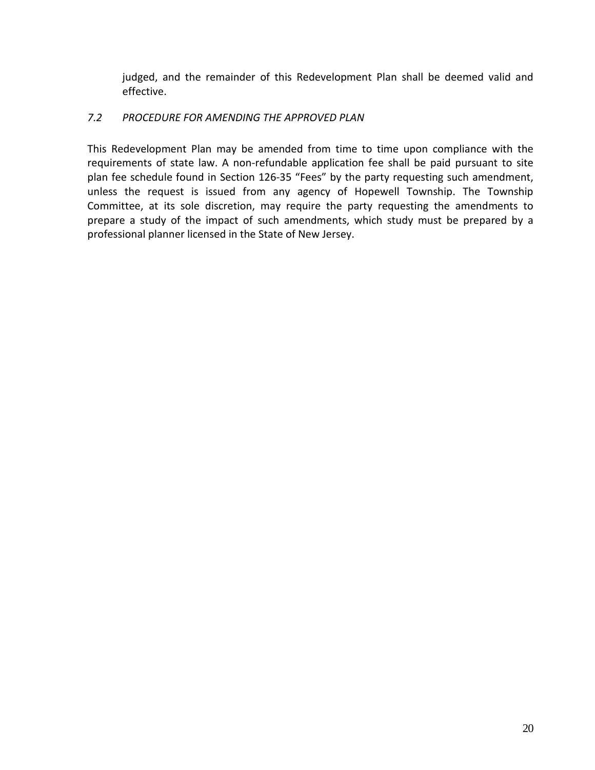judged, and the remainder of this Redevelopment Plan shall be deemed valid and effective.

### *7.2 PROCEDURE FOR AMENDING THE APPROVED PLAN*

This Redevelopment Plan may be amended from time to time upon compliance with the requirements of state law. A non-refundable application fee shall be paid pursuant to site plan fee schedule found in Section 126-35 “Fees” by the party requesting such amendment, unless the request is issued from any agency of Hopewell Township. The Township Committee, at its sole discretion, may require the party requesting the amendments to prepare a study of the impact of such amendments, which study must be prepared by a professional planner licensed in the State of New Jersey.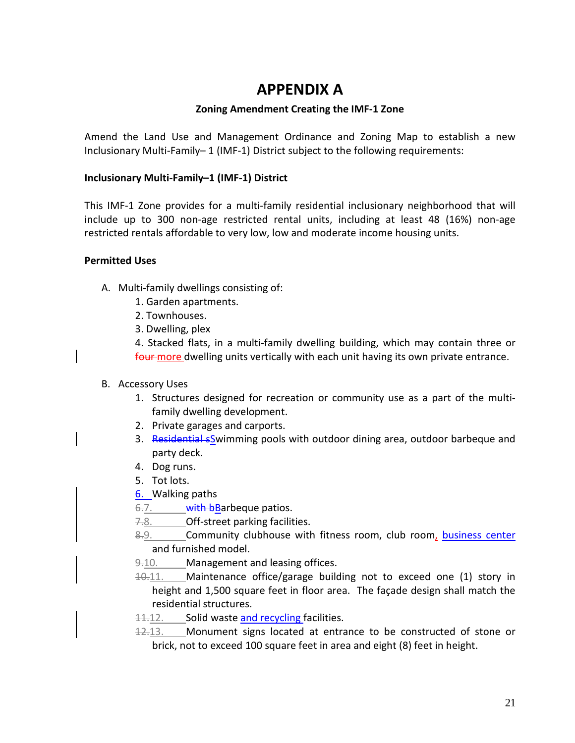# APPENDIX A

### Zoning Amendment Creating the IMF-1 Zone

Amend the Land Use and Management Ordinance and Zoning Map to establish a new Inclusionary Multi-Family– 1 (IMF-1) District subject to the following requirements:

**Inclusionary Multi-Family–1 (IMF-1) District**

This IMF-1 Zone provides for a multi-family residential inclusionary neighborhood that will include up to 300 non-age restricted rental units, including at least 48 (16%) non-age restricted rentals affordable to very low, low and moderate income housing units.

**Permitted Uses**

A. Multi-family dwellings consisting of:
   1. Garden apartments.
   2. Townhouses.
   3. Dwelling, plex
   4. Stacked flats, in a multi-family dwelling building, which may contain three or ~~four~~ more dwelling units vertically with each unit having its own private entrance.

B. Accessory Uses
   1. Structures designed for recreation or community use as a part of the multi-family dwelling development.
   2. Private garages and carports.
   3. ~~Residential s~~Swimming pools with outdoor dining area, outdoor barbeque and party deck.
   4. Dog runs.
   5. Tot lots.
   6. Walking paths
   ~~6.~~7. ~~with b~~Barbeque patios.
   ~~7.~~8. Off-street parking facilities.
   ~~8.~~9. Community clubhouse with fitness room, club room, business center and furnished model.
   ~~9.~~10. Management and leasing offices.
   ~~10.~~11. Maintenance office/garage building not to exceed one (1) story in height and 1,500 square feet in floor area. The façade design shall match the residential structures.
   ~~11.~~12. Solid waste and recycling facilities.
   ~~12.~~13. Monument signs located at entrance to be constructed of stone or brick, not to exceed 100 square feet in area and eight (8) feet in height.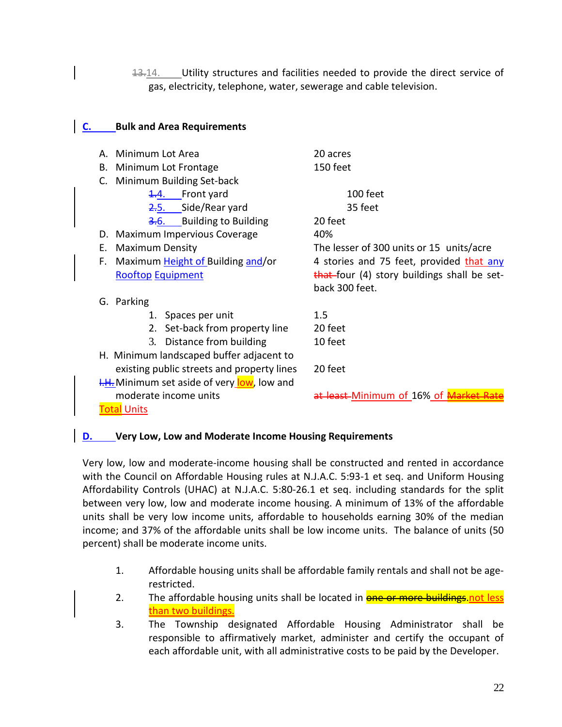~~13.~~14. Utility structures and facilities needed to provide the direct service of gas, electricity, telephone, water, sewerage and cable television.

**C. Bulk and Area Requirements**

| Requirement | Standard |
|---|---|
| A. Minimum Lot Area | 20 acres |
| B. Minimum Lot Frontage | 150 feet |
| C. Minimum Building Set-back | |
| ~~1.~~4. Front yard | 100 feet |
| ~~2.~~5. Side/Rear yard | 35 feet |
| ~~3.~~6. Building to Building | 20 feet |
| D. Maximum Impervious Coverage | 40% |
| E. Maximum Density | The lesser of 300 units or 15 units/acre |
| F. Maximum Height of Building and/or Rooftop Equipment | 4 stories and 75 feet, provided that any ~~that~~ four (4) story buildings shall be set-back 300 feet. |
| G. Parking | |
| 1. Spaces per unit | 1.5 |
| 2. Set-back from property line | 20 feet |
| 3. Distance from building | 10 feet |
| H. Minimum landscaped buffer adjacent to existing public streets and property lines | 20 feet |
| ~~I.~~H. Minimum set aside of very low, low and moderate income units Total Units | ~~at least~~ Minimum of 16% of ~~Market Rate~~ |

**D. Very Low, Low and Moderate Income Housing Requirements**

Very low, low and moderate-income housing shall be constructed and rented in accordance with the Council on Affordable Housing rules at N.J.A.C. 5:93-1 et seq. and Uniform Housing Affordability Controls (UHAC) at N.J.A.C. 5:80-26.1 et seq. including standards for the split between very low, low and moderate income housing. A minimum of 13% of the affordable units shall be very low income units, affordable to households earning 30% of the median income; and 37% of the affordable units shall be low income units. The balance of units (50 percent) shall be moderate income units.

1. Affordable housing units shall be affordable family rentals and shall not be age-restricted.
2. The affordable housing units shall be located in ~~one or more buildings.~~ not less than two buildings.
3. The Township designated Affordable Housing Administrator shall be responsible to affirmatively market, administer and certify the occupant of each affordable unit, with all administrative costs to be paid by the Developer.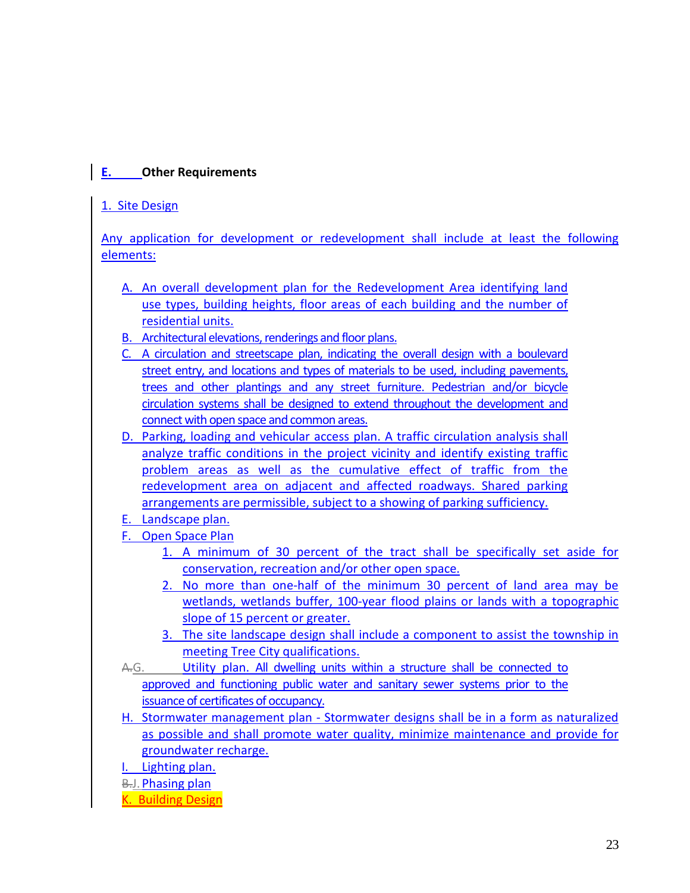**E. Other Requirements**

1. Site Design

Any application for development or redevelopment shall include at least the following elements:

- A. An overall development plan for the Redevelopment Area identifying land use types, building heights, floor areas of each building and the number of residential units.
- B. Architectural elevations, renderings and floor plans.
- C. A circulation and streetscape plan, indicating the overall design with a boulevard street entry, and locations and types of materials to be used, including pavements, trees and other plantings and any street furniture. Pedestrian and/or bicycle circulation systems shall be designed to extend throughout the development and connect with open space and common areas.
- D. Parking, loading and vehicular access plan. A traffic circulation analysis shall analyze traffic conditions in the project vicinity and identify existing traffic problem areas as well as the cumulative effect of traffic from the redevelopment area on adjacent and affected roadways. Shared parking arrangements are permissible, subject to a showing of parking sufficiency.
- E. Landscape plan.
- F. Open Space Plan
  1. A minimum of 30 percent of the tract shall be specifically set aside for conservation, recreation and/or other open space.
  2. No more than one-half of the minimum 30 percent of land area may be wetlands, wetlands buffer, 100-year flood plains or lands with a topographic slope of 15 percent or greater.
  3. The site landscape design shall include a component to assist the township in meeting Tree City qualifications.
- ~~A.~~G. Utility plan. All dwelling units within a structure shall be connected to approved and functioning public water and sanitary sewer systems prior to the issuance of certificates of occupancy.
- H. Stormwater management plan - Stormwater designs shall be in a form as naturalized as possible and shall promote water quality, minimize maintenance and provide for groundwater recharge.
- I. Lighting plan.
- ~~B.~~J. Phasing plan
- K. Building Design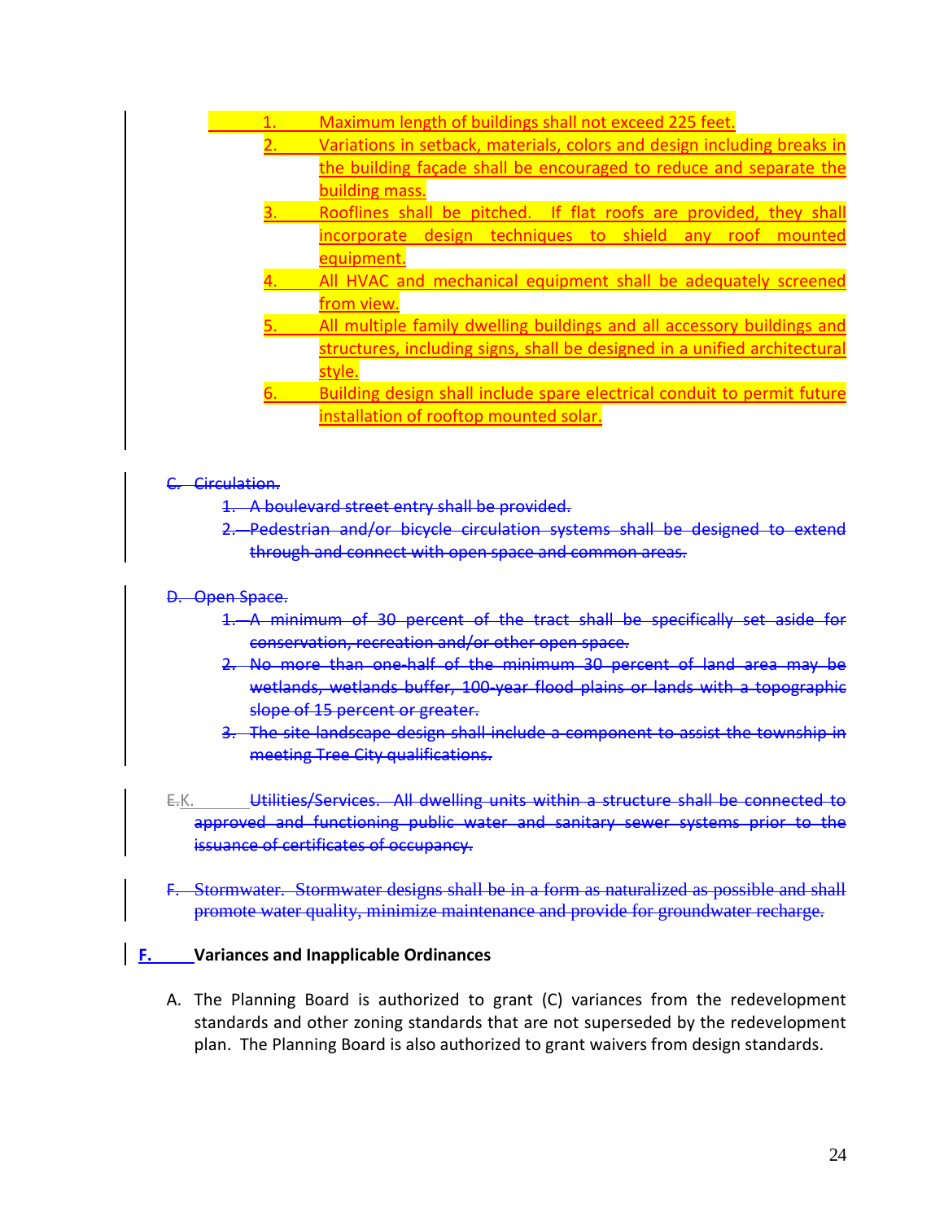1. Maximum length of buildings shall not exceed 225 feet.
2. Variations in setback, materials, colors and design including breaks in the building façade shall be encouraged to reduce and separate the building mass.
3. Rooflines shall be pitched. If flat roofs are provided, they shall incorporate design techniques to shield any roof mounted equipment.
4. All HVAC and mechanical equipment shall be adequately screened from view.
5. All multiple family dwelling buildings and all accessory buildings and structures, including signs, shall be designed in a unified architectural style.
6. Building design shall include spare electrical conduit to permit future installation of rooftop mounted solar.

~~C. Circulation.~~

~~1. A boulevard street entry shall be provided.~~

~~2. Pedestrian and/or bicycle circulation systems shall be designed to extend through and connect with open space and common areas.~~

~~D. Open Space.~~

~~1. A minimum of 30 percent of the tract shall be specifically set aside for conservation, recreation and/or other open space.~~

~~2. No more than one-half of the minimum 30 percent of land area may be wetlands, wetlands buffer, 100-year flood plains or lands with a topographic slope of 15 percent or greater.~~

~~3. The site landscape design shall include a component to assist the township in meeting Tree City qualifications.~~

~~E.~~K. ~~Utilities/Services. All dwelling units within a structure shall be connected to approved and functioning public water and sanitary sewer systems prior to the issuance of certificates of occupancy.~~

~~F. Stormwater. Stormwater designs shall be in a form as naturalized as possible and shall promote water quality, minimize maintenance and provide for groundwater recharge.~~

**F. Variances and Inapplicable Ordinances**

A. The Planning Board is authorized to grant (C) variances from the redevelopment standards and other zoning standards that are not superseded by the redevelopment plan. The Planning Board is also authorized to grant waivers from design standards.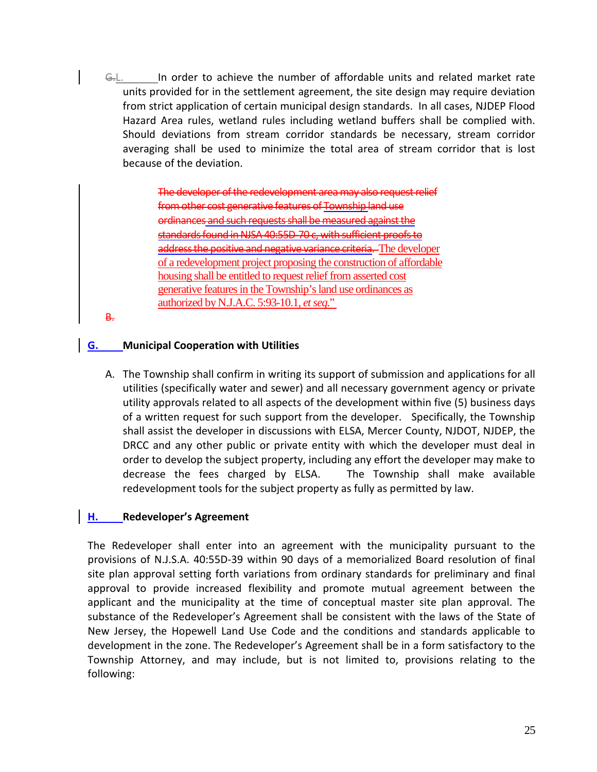~~G.~~I. In order to achieve the number of affordable units and related market rate units provided for in the settlement agreement, the site design may require deviation from strict application of certain municipal design standards. In all cases, NJDEP Flood Hazard Area rules, wetland rules including wetland buffers shall be complied with. Should deviations from stream corridor standards be necessary, stream corridor averaging shall be used to minimize the total area of stream corridor that is lost because of the deviation.

> ~~The developer of the redevelopment area may also request relief from other cost generative features of Township land use ordinances and such requests shall be measured against the standards found in NJSA 40:55D-70 c, with sufficient proofs to address the positive and negative variance criteria.~~ The developer of a redevelopment project proposing the construction of affordable housing shall be entitled to request relief from asserted cost generative features in the Township's land use ordinances as authorized by N.J.A.C. 5:93-10.1, *et seq.*"

~~B.~~

**G. Municipal Cooperation with Utilities**

A. The Township shall confirm in writing its support of submission and applications for all utilities (specifically water and sewer) and all necessary government agency or private utility approvals related to all aspects of the development within five (5) business days of a written request for such support from the developer. Specifically, the Township shall assist the developer in discussions with ELSA, Mercer County, NJDOT, NJDEP, the DRCC and any other public or private entity with which the developer must deal in order to develop the subject property, including any effort the developer may make to decrease the fees charged by ELSA. The Township shall make available redevelopment tools for the subject property as fully as permitted by law.

**H. Redeveloper's Agreement**

The Redeveloper shall enter into an agreement with the municipality pursuant to the provisions of N.J.S.A. 40:55D-39 within 90 days of a memorialized Board resolution of final site plan approval setting forth variations from ordinary standards for preliminary and final approval to provide increased flexibility and promote mutual agreement between the applicant and the municipality at the time of conceptual master site plan approval. The substance of the Redeveloper's Agreement shall be consistent with the laws of the State of New Jersey, the Hopewell Land Use Code and the conditions and standards applicable to development in the zone. The Redeveloper's Agreement shall be in a form satisfactory to the Township Attorney, and may include, but is not limited to, provisions relating to the following: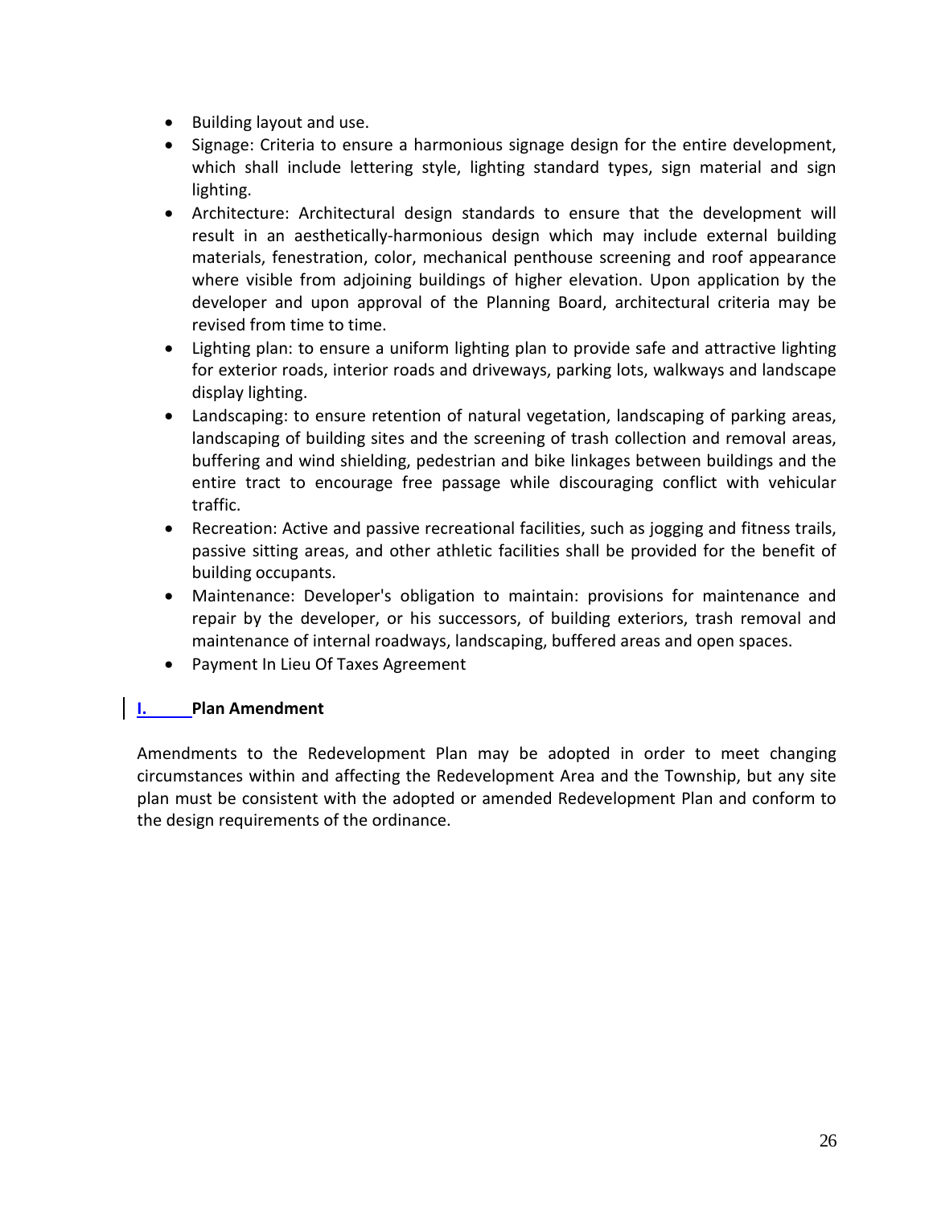- Building layout and use.
- Signage: Criteria to ensure a harmonious signage design for the entire development, which shall include lettering style, lighting standard types, sign material and sign lighting.
- Architecture: Architectural design standards to ensure that the development will result in an aesthetically-harmonious design which may include external building materials, fenestration, color, mechanical penthouse screening and roof appearance where visible from adjoining buildings of higher elevation. Upon application by the developer and upon approval of the Planning Board, architectural criteria may be revised from time to time.
- Lighting plan: to ensure a uniform lighting plan to provide safe and attractive lighting for exterior roads, interior roads and driveways, parking lots, walkways and landscape display lighting.
- Landscaping: to ensure retention of natural vegetation, landscaping of parking areas, landscaping of building sites and the screening of trash collection and removal areas, buffering and wind shielding, pedestrian and bike linkages between buildings and the entire tract to encourage free passage while discouraging conflict with vehicular traffic.
- Recreation: Active and passive recreational facilities, such as jogging and fitness trails, passive sitting areas, and other athletic facilities shall be provided for the benefit of building occupants.
- Maintenance: Developer's obligation to maintain: provisions for maintenance and repair by the developer, or his successors, of building exteriors, trash removal and maintenance of internal roadways, landscaping, buffered areas and open spaces.
- Payment In Lieu Of Taxes Agreement

## I. Plan Amendment

Amendments to the Redevelopment Plan may be adopted in order to meet changing circumstances within and affecting the Redevelopment Area and the Township, but any site plan must be consistent with the adopted or amended Redevelopment Plan and conform to the design requirements of the ordinance.